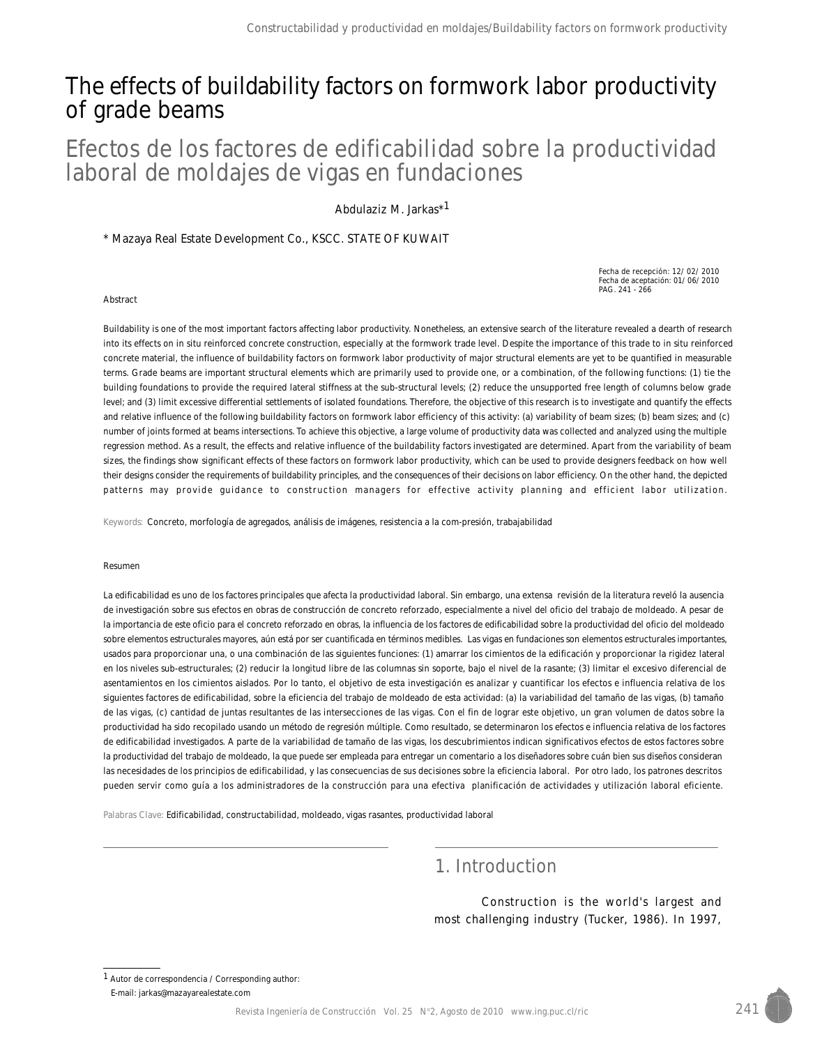# The effects of buildability factors on formwork labor productivity of grade beams

# Efectos de los factores de edificabilidad sobre la productividad laboral de moldajes de vigas en fundaciones

Abdulaziz M. Jarkas*[1]

\* Mazaya Real Estate Development Co., KSCC. STATE OF KUWAIT

Fecha de recepción: 12/ 02/ 2010
Fecha de aceptación: 01/ 06/ 2010
PAG. 241 - 266

Abstract

Buildability is one of the most important factors affecting labor productivity. Nonetheless, an extensive search of the literature revealed a dearth of research into its effects on in situ reinforced concrete construction, especially at the formwork trade level. Despite the importance of this trade to in situ reinforced concrete material, the influence of buildability factors on formwork labor productivity of major structural elements are yet to be quantified in measurable terms. Grade beams are important structural elements which are primarily used to provide one, or a combination, of the following functions: (1) tie the building foundations to provide the required lateral stiffness at the sub-structural levels; (2) reduce the unsupported free length of columns below grade level; and (3) limit excessive differential settlements of isolated foundations. Therefore, the objective of this research is to investigate and quantify the effects and relative influence of the following buildability factors on formwork labor efficiency of this activity: (a) variability of beam sizes; (b) beam sizes; and (c) number of joints formed at beams intersections. To achieve this objective, a large volume of productivity data was collected and analyzed using the multiple regression method. As a result, the effects and relative influence of the buildability factors investigated are determined. Apart from the variability of beam sizes, the findings show significant effects of these factors on formwork labor productivity, which can be used to provide designers feedback on how well their designs consider the requirements of buildability principles, and the consequences of their decisions on labor efficiency. On the other hand, the depicted patterns may provide guidance to construction managers for effective activity planning and efficient labor utilization.

Keywords: Concreto, morfología de agregados, análisis de imágenes, resistencia a la com-presión, trabajabilidad

Resumen

La edificabilidad es uno de los factores principales que afecta la productividad laboral. Sin embargo, una extensa revisión de la literatura reveló la ausencia de investigación sobre sus efectos en obras de construcción de concreto reforzado, especialmente a nivel del oficio del trabajo de moldeado. A pesar de la importancia de este oficio para el concreto reforzado en obras, la influencia de los factores de edificabilidad sobre la productividad del oficio del moldeado sobre elementos estructurales mayores, aún está por ser cuantificada en términos medibles. Las vigas en fundaciones son elementos estructurales importantes, usados para proporcionar una, o una combinación de las siguientes funciones: (1) amarrar los cimientos de la edificación y proporcionar la rigidez lateral en los niveles sub-estructurales; (2) reducir la longitud libre de las columnas sin soporte, bajo el nivel de la rasante; (3) limitar el excesivo diferencial de asentamientos en los cimientos aislados. Por lo tanto, el objetivo de esta investigación es analizar y cuantificar los efectos e influencia relativa de los siguientes factores de edificabilidad, sobre la eficiencia del trabajo de moldeado de esta actividad: (a) la variabilidad del tamaño de las vigas, (b) tamaño de las vigas, (c) cantidad de juntas resultantes de las intersecciones de las vigas. Con el fin de lograr este objetivo, un gran volumen de datos sobre la productividad ha sido recopilado usando un método de regresión múltiple. Como resultado, se determinaron los efectos e influencia relativa de los factores de edificabilidad investigados. A parte de la variabilidad de tamaño de las vigas, los descubrimientos indican significativos efectos de estos factores sobre la productividad del trabajo de moldeado, la que puede ser empleada para entregar un comentario a los diseñadores sobre cuán bien sus diseños consideran las necesidades de los principios de edificabilidad, y las consecuencias de sus decisiones sobre la eficiencia laboral. Por otro lado, los patrones descritos pueden servir como guía a los administradores de la construcción para una efectiva planificación de actividades y utilización laboral eficiente.

Palabras Clave: Edificabilidad, constructabilidad, moldeado, vigas rasantes, productividad laboral

## 1. Introduction

Construction is the world's largest and most challenging industry (Tucker, 1986). In 1997,

[1] Autor de correspondencia / Corresponding author:
E-mail: jarkas@mazayarealestate.com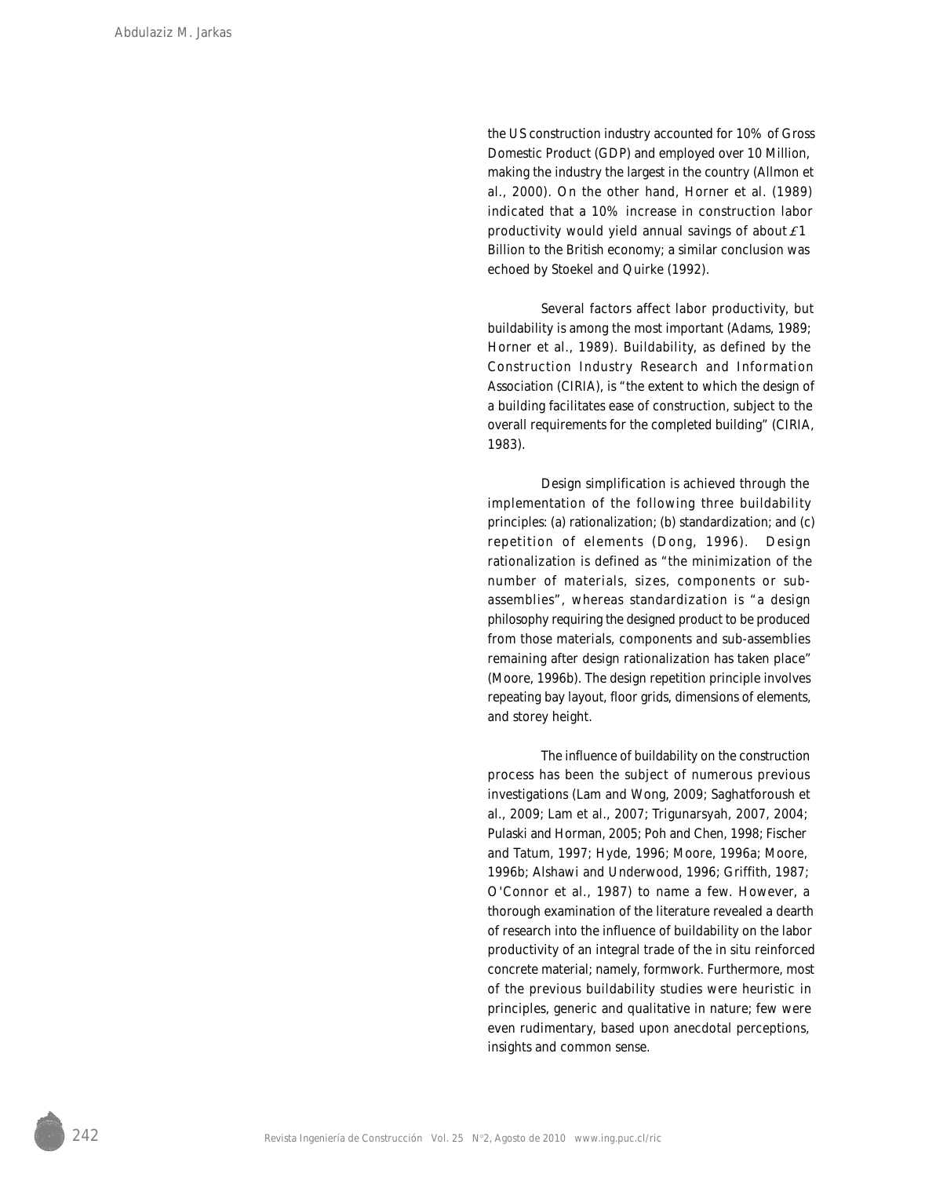the US construction industry accounted for 10% of Gross Domestic Product (GDP) and employed over 10 Million, making the industry the largest in the country (Allmon et al., 2000). On the other hand, Horner et al. (1989) indicated that a 10% increase in construction labor productivity would yield annual savings of about £1 Billion to the British economy; a similar conclusion was echoed by Stoekel and Quirke (1992).

Several factors affect labor productivity, but buildability is among the most important (Adams, 1989; Horner et al., 1989). Buildability, as defined by the Construction Industry Research and Information Association (CIRIA), is "the extent to which the design of a building facilitates ease of construction, subject to the overall requirements for the completed building" (CIRIA, 1983).

Design simplification is achieved through the implementation of the following three buildability principles: (a) rationalization; (b) standardization; and (c) repetition of elements (Dong, 1996). Design rationalization is defined as "the minimization of the number of materials, sizes, components or sub-assemblies", whereas standardization is "a design philosophy requiring the designed product to be produced from those materials, components and sub-assemblies remaining after design rationalization has taken place" (Moore, 1996b). The design repetition principle involves repeating bay layout, floor grids, dimensions of elements, and storey height.

The influence of buildability on the construction process has been the subject of numerous previous investigations (Lam and Wong, 2009; Saghatforoush et al., 2009; Lam et al., 2007; Trigunarsyah, 2007, 2004; Pulaski and Horman, 2005; Poh and Chen, 1998; Fischer and Tatum, 1997; Hyde, 1996; Moore, 1996a; Moore, 1996b; Alshawi and Underwood, 1996; Griffith, 1987; O'Connor et al., 1987) to name a few. However, a thorough examination of the literature revealed a dearth of research into the influence of buildability on the labor productivity of an integral trade of the in situ reinforced concrete material; namely, formwork. Furthermore, most of the previous buildability studies were heuristic in principles, generic and qualitative in nature; few were even rudimentary, based upon anecdotal perceptions, insights and common sense.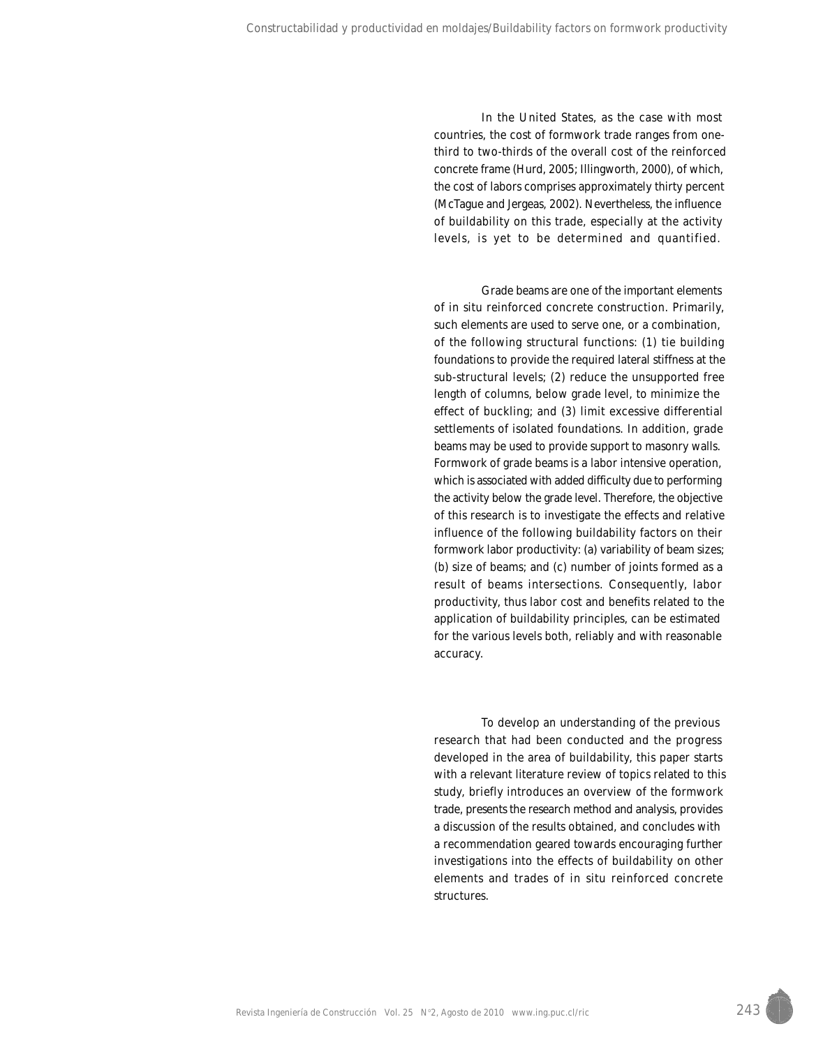In the United States, as the case with most countries, the cost of formwork trade ranges from one-third to two-thirds of the overall cost of the reinforced concrete frame (Hurd, 2005; Illingworth, 2000), of which, the cost of labors comprises approximately thirty percent (McTague and Jergeas, 2002). Nevertheless, the influence of buildability on this trade, especially at the activity levels, is yet to be determined and quantified.

Grade beams are one of the important elements of in situ reinforced concrete construction. Primarily, such elements are used to serve one, or a combination, of the following structural functions: (1) tie building foundations to provide the required lateral stiffness at the sub-structural levels; (2) reduce the unsupported free length of columns, below grade level, to minimize the effect of buckling; and (3) limit excessive differential settlements of isolated foundations. In addition, grade beams may be used to provide support to masonry walls. Formwork of grade beams is a labor intensive operation, which is associated with added difficulty due to performing the activity below the grade level. Therefore, the objective of this research is to investigate the effects and relative influence of the following buildability factors on their formwork labor productivity: (a) variability of beam sizes; (b) size of beams; and (c) number of joints formed as a result of beams intersections. Consequently, labor productivity, thus labor cost and benefits related to the application of buildability principles, can be estimated for the various levels both, reliably and with reasonable accuracy.

To develop an understanding of the previous research that had been conducted and the progress developed in the area of buildability, this paper starts with a relevant literature review of topics related to this study, briefly introduces an overview of the formwork trade, presents the research method and analysis, provides a discussion of the results obtained, and concludes with a recommendation geared towards encouraging further investigations into the effects of buildability on other elements and trades of in situ reinforced concrete structures.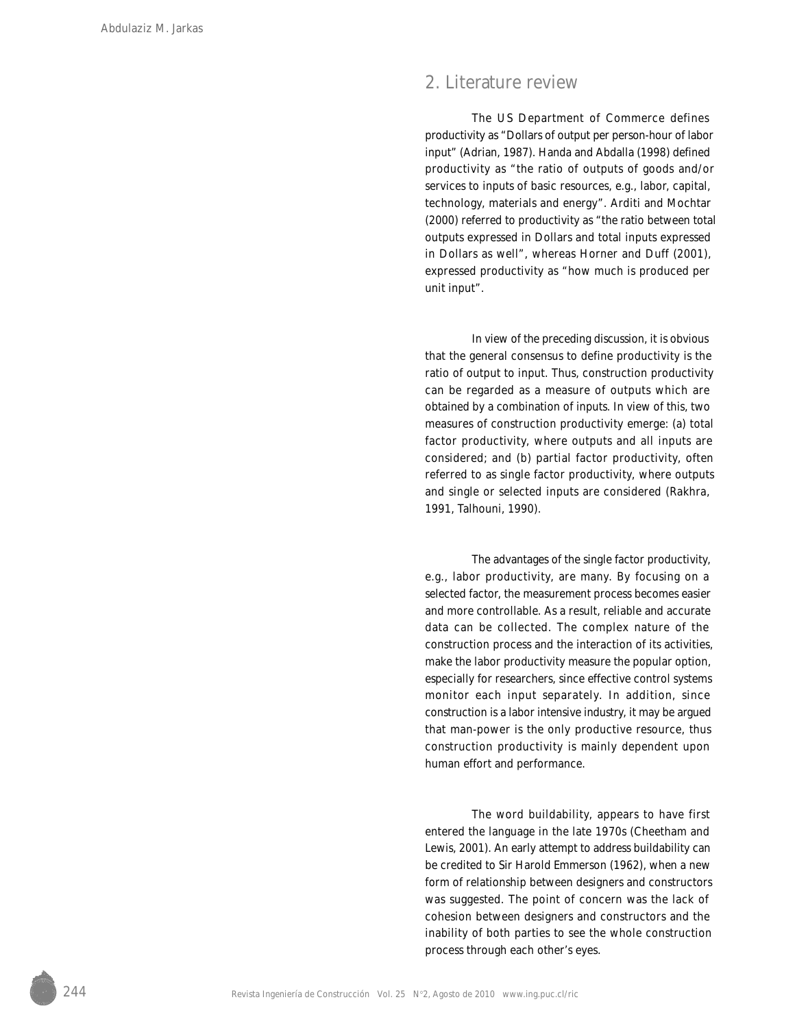## 2. Literature review

The US Department of Commerce defines productivity as "Dollars of output per person-hour of labor input" (Adrian, 1987). Handa and Abdalla (1998) defined productivity as "the ratio of outputs of goods and/or services to inputs of basic resources, e.g., labor, capital, technology, materials and energy". Arditi and Mochtar (2000) referred to productivity as "the ratio between total outputs expressed in Dollars and total inputs expressed in Dollars as well", whereas Horner and Duff (2001), expressed productivity as "how much is produced per unit input".

In view of the preceding discussion, it is obvious that the general consensus to define productivity is the ratio of output to input. Thus, construction productivity can be regarded as a measure of outputs which are obtained by a combination of inputs. In view of this, two measures of construction productivity emerge: (a) total factor productivity, where outputs and all inputs are considered; and (b) partial factor productivity, often referred to as single factor productivity, where outputs and single or selected inputs are considered (Rakhra, 1991, Talhouni, 1990).

The advantages of the single factor productivity, e.g., labor productivity, are many. By focusing on a selected factor, the measurement process becomes easier and more controllable. As a result, reliable and accurate data can be collected. The complex nature of the construction process and the interaction of its activities, make the labor productivity measure the popular option, especially for researchers, since effective control systems monitor each input separately. In addition, since construction is a labor intensive industry, it may be argued that man-power is the only productive resource, thus construction productivity is mainly dependent upon human effort and performance.

The word buildability, appears to have first entered the language in the late 1970s (Cheetham and Lewis, 2001). An early attempt to address buildability can be credited to Sir Harold Emmerson (1962), when a new form of relationship between designers and constructors was suggested. The point of concern was the lack of cohesion between designers and constructors and the inability of both parties to see the whole construction process through each other's eyes.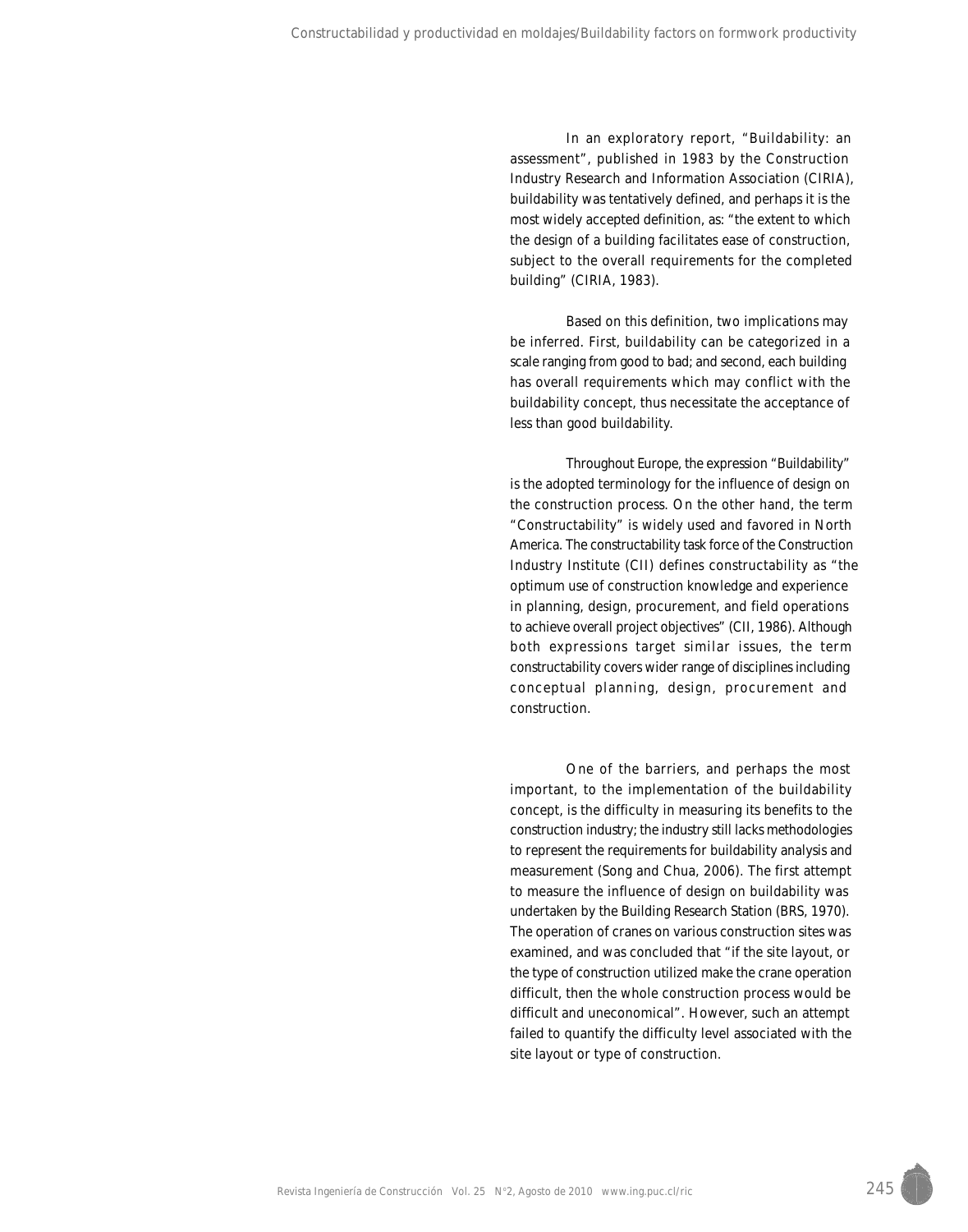In an exploratory report, "Buildability: an assessment", published in 1983 by the Construction Industry Research and Information Association (CIRIA), buildability was tentatively defined, and perhaps it is the most widely accepted definition, as: "the extent to which the design of a building facilitates ease of construction, subject to the overall requirements for the completed building" (CIRIA, 1983).

Based on this definition, two implications may be inferred. First, buildability can be categorized in a scale ranging from good to bad; and second, each building has overall requirements which may conflict with the buildability concept, thus necessitate the acceptance of less than good buildability.

Throughout Europe, the expression "Buildability" is the adopted terminology for the influence of design on the construction process. On the other hand, the term "Constructability" is widely used and favored in North America. The constructability task force of the Construction Industry Institute (CII) defines constructability as "the optimum use of construction knowledge and experience in planning, design, procurement, and field operations to achieve overall project objectives" (CII, 1986). Although both expressions target similar issues, the term constructability covers wider range of disciplines including conceptual planning, design, procurement and construction.

One of the barriers, and perhaps the most important, to the implementation of the buildability concept, is the difficulty in measuring its benefits to the construction industry; the industry still lacks methodologies to represent the requirements for buildability analysis and measurement (Song and Chua, 2006). The first attempt to measure the influence of design on buildability was undertaken by the Building Research Station (BRS, 1970). The operation of cranes on various construction sites was examined, and was concluded that "if the site layout, or the type of construction utilized make the crane operation difficult, then the whole construction process would be difficult and uneconomical". However, such an attempt failed to quantify the difficulty level associated with the site layout or type of construction.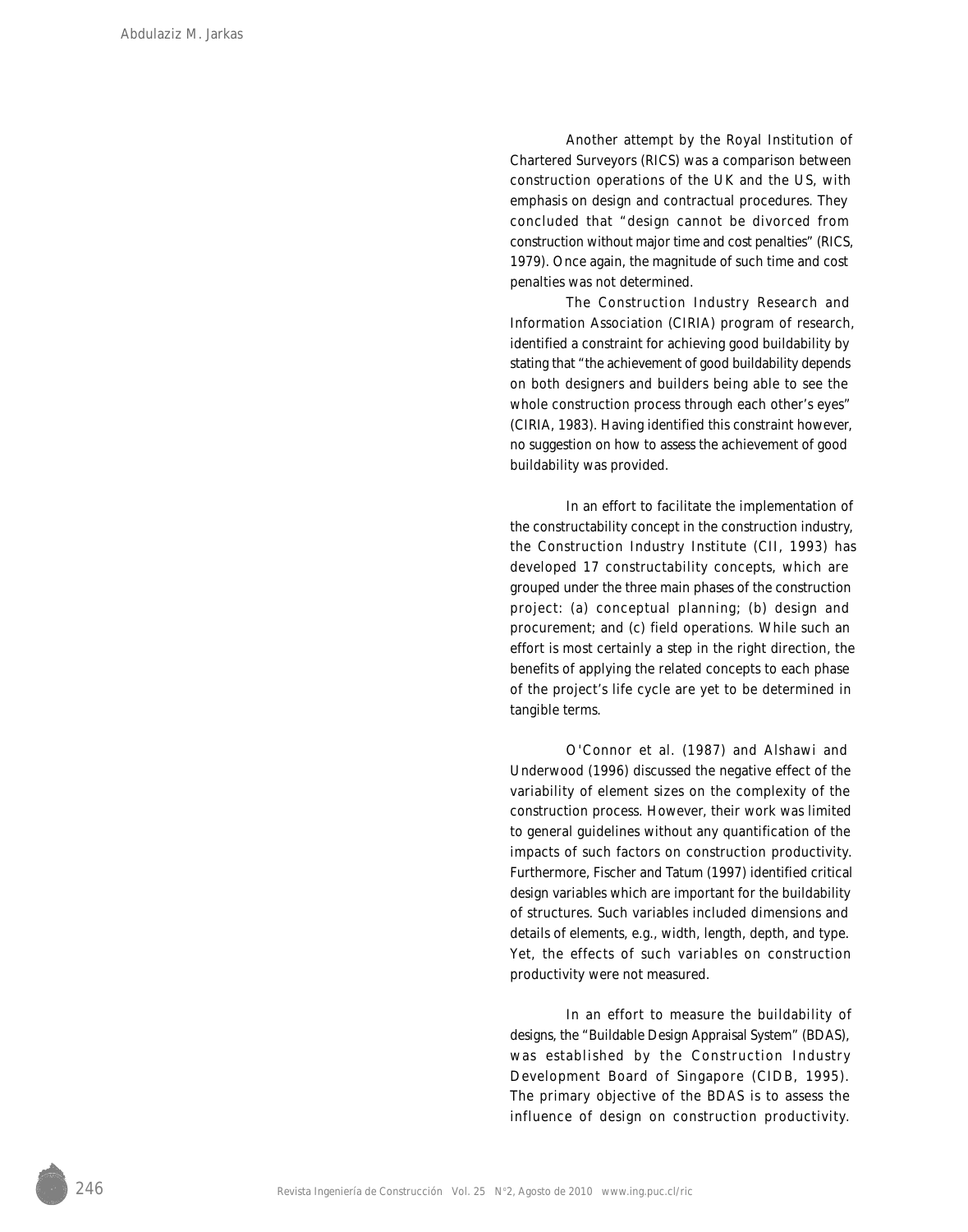Another attempt by the Royal Institution of Chartered Surveyors (RICS) was a comparison between construction operations of the UK and the US, with emphasis on design and contractual procedures. They concluded that "design cannot be divorced from construction without major time and cost penalties" (RICS, 1979). Once again, the magnitude of such time and cost penalties was not determined.

The Construction Industry Research and Information Association (CIRIA) program of research, identified a constraint for achieving good buildability by stating that "the achievement of good buildability depends on both designers and builders being able to see the whole construction process through each other's eyes" (CIRIA, 1983). Having identified this constraint however, no suggestion on how to assess the achievement of good buildability was provided.

In an effort to facilitate the implementation of the constructability concept in the construction industry, the Construction Industry Institute (CII, 1993) has developed 17 constructability concepts, which are grouped under the three main phases of the construction project: (a) conceptual planning; (b) design and procurement; and (c) field operations. While such an effort is most certainly a step in the right direction, the benefits of applying the related concepts to each phase of the project's life cycle are yet to be determined in tangible terms.

O'Connor et al. (1987) and Alshawi and Underwood (1996) discussed the negative effect of the variability of element sizes on the complexity of the construction process. However, their work was limited to general guidelines without any quantification of the impacts of such factors on construction productivity. Furthermore, Fischer and Tatum (1997) identified critical design variables which are important for the buildability of structures. Such variables included dimensions and details of elements, e.g., width, length, depth, and type. Yet, the effects of such variables on construction productivity were not measured.

In an effort to measure the buildability of designs, the "Buildable Design Appraisal System" (BDAS), was established by the Construction Industry Development Board of Singapore (CIDB, 1995). The primary objective of the BDAS is to assess the influence of design on construction productivity.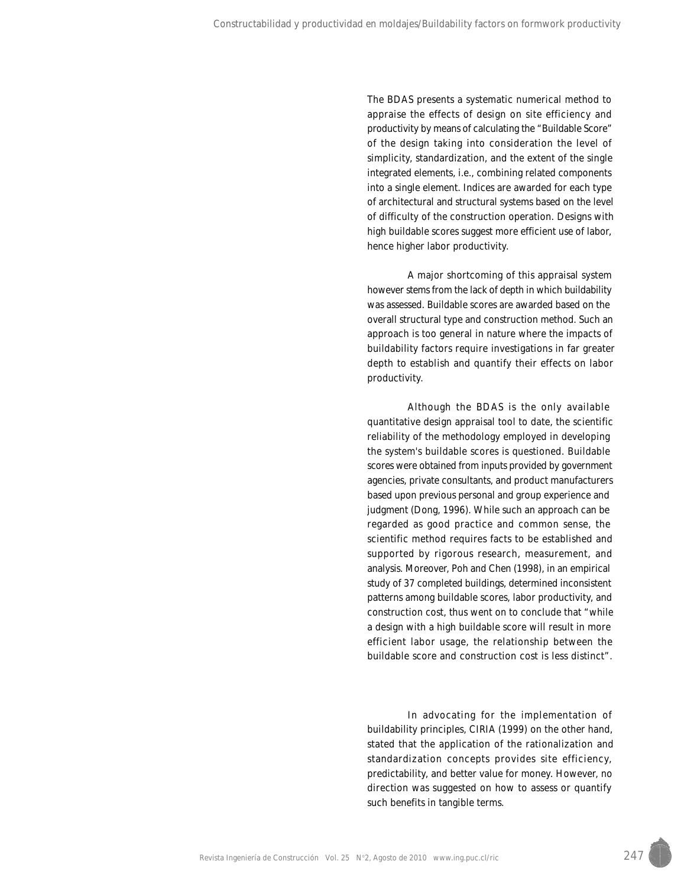The BDAS presents a systematic numerical method to appraise the effects of design on site efficiency and productivity by means of calculating the "Buildable Score" of the design taking into consideration the level of simplicity, standardization, and the extent of the single integrated elements, i.e., combining related components into a single element. Indices are awarded for each type of architectural and structural systems based on the level of difficulty of the construction operation. Designs with high buildable scores suggest more efficient use of labor, hence higher labor productivity.

A major shortcoming of this appraisal system however stems from the lack of depth in which buildability was assessed. Buildable scores are awarded based on the overall structural type and construction method. Such an approach is too general in nature where the impacts of buildability factors require investigations in far greater depth to establish and quantify their effects on labor productivity.

Although the BDAS is the only available quantitative design appraisal tool to date, the scientific reliability of the methodology employed in developing the system's buildable scores is questioned. Buildable scores were obtained from inputs provided by government agencies, private consultants, and product manufacturers based upon previous personal and group experience and judgment (Dong, 1996). While such an approach can be regarded as good practice and common sense, the scientific method requires facts to be established and supported by rigorous research, measurement, and analysis. Moreover, Poh and Chen (1998), in an empirical study of 37 completed buildings, determined inconsistent patterns among buildable scores, labor productivity, and construction cost, thus went on to conclude that "while a design with a high buildable score will result in more efficient labor usage, the relationship between the buildable score and construction cost is less distinct".

In advocating for the implementation of buildability principles, CIRIA (1999) on the other hand, stated that the application of the rationalization and standardization concepts provides site efficiency, predictability, and better value for money. However, no direction was suggested on how to assess or quantify such benefits in tangible terms.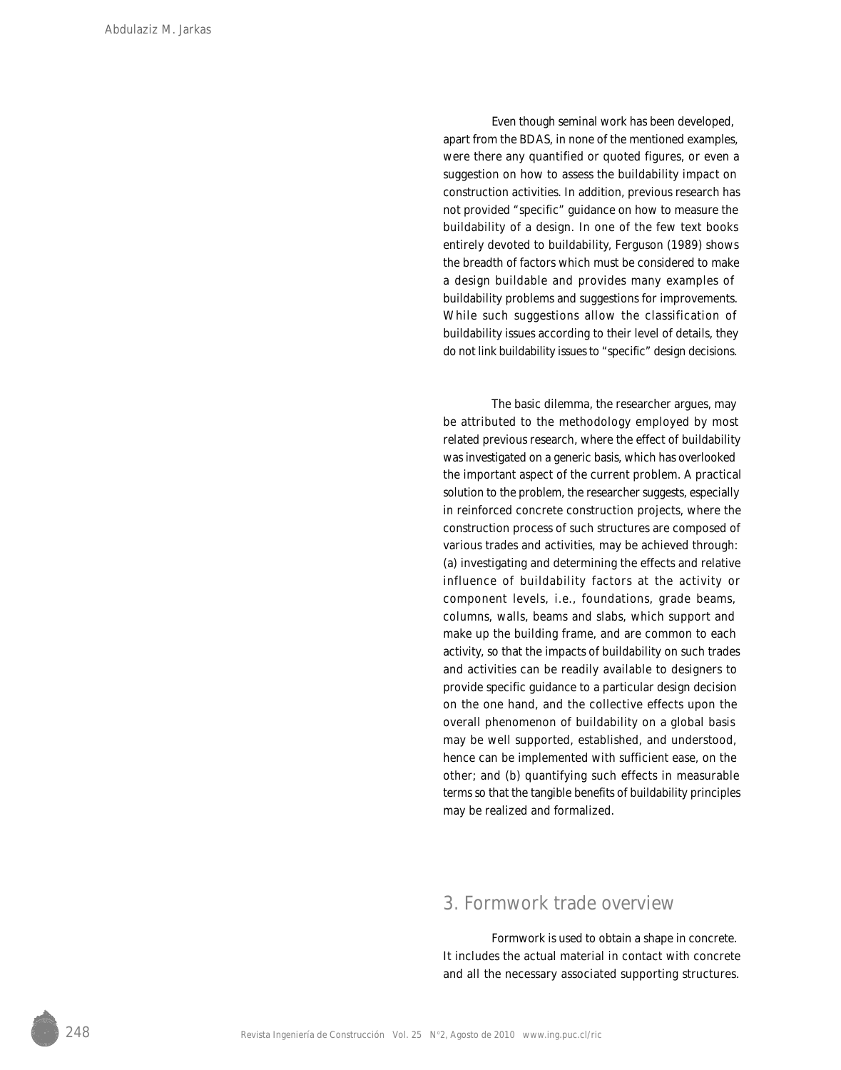Even though seminal work has been developed, apart from the BDAS, in none of the mentioned examples, were there any quantified or quoted figures, or even a suggestion on how to assess the buildability impact on construction activities. In addition, previous research has not provided "specific" guidance on how to measure the buildability of a design. In one of the few text books entirely devoted to buildability, Ferguson (1989) shows the breadth of factors which must be considered to make a design buildable and provides many examples of buildability problems and suggestions for improvements. While such suggestions allow the classification of buildability issues according to their level of details, they do not link buildability issues to "specific" design decisions.

The basic dilemma, the researcher argues, may be attributed to the methodology employed by most related previous research, where the effect of buildability was investigated on a generic basis, which has overlooked the important aspect of the current problem. A practical solution to the problem, the researcher suggests, especially in reinforced concrete construction projects, where the construction process of such structures are composed of various trades and activities, may be achieved through: (a) investigating and determining the effects and relative influence of buildability factors at the activity or component levels, i.e., foundations, grade beams, columns, walls, beams and slabs, which support and make up the building frame, and are common to each activity, so that the impacts of buildability on such trades and activities can be readily available to designers to provide specific guidance to a particular design decision on the one hand, and the collective effects upon the overall phenomenon of buildability on a global basis may be well supported, established, and understood, hence can be implemented with sufficient ease, on the other; and (b) quantifying such effects in measurable terms so that the tangible benefits of buildability principles may be realized and formalized.

## 3. Formwork trade overview

Formwork is used to obtain a shape in concrete. It includes the actual material in contact with concrete and all the necessary associated supporting structures.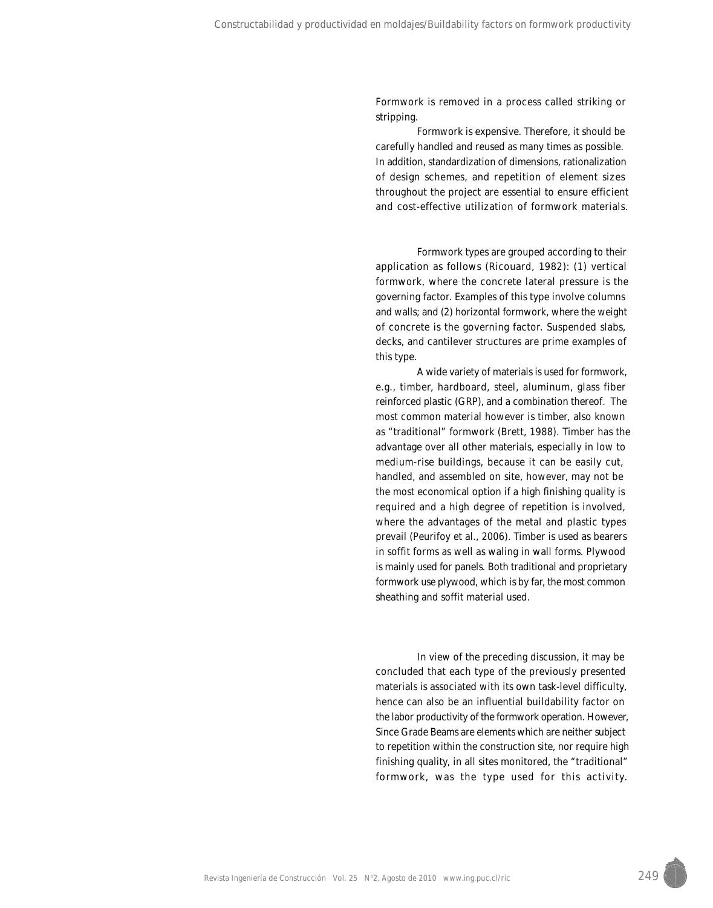Formwork is removed in a process called striking or stripping.

Formwork is expensive. Therefore, it should be carefully handled and reused as many times as possible. In addition, standardization of dimensions, rationalization of design schemes, and repetition of element sizes throughout the project are essential to ensure efficient and cost-effective utilization of formwork materials.

Formwork types are grouped according to their application as follows (Ricouard, 1982): (1) vertical formwork, where the concrete lateral pressure is the governing factor. Examples of this type involve columns and walls; and (2) horizontal formwork, where the weight of concrete is the governing factor. Suspended slabs, decks, and cantilever structures are prime examples of this type.

A wide variety of materials is used for formwork, e.g., timber, hardboard, steel, aluminum, glass fiber reinforced plastic (GRP), and a combination thereof. The most common material however is timber, also known as "traditional" formwork (Brett, 1988). Timber has the advantage over all other materials, especially in low to medium-rise buildings, because it can be easily cut, handled, and assembled on site, however, may not be the most economical option if a high finishing quality is required and a high degree of repetition is involved, where the advantages of the metal and plastic types prevail (Peurifoy et al., 2006). Timber is used as bearers in soffit forms as well as waling in wall forms. Plywood is mainly used for panels. Both traditional and proprietary formwork use plywood, which is by far, the most common sheathing and soffit material used.

In view of the preceding discussion, it may be concluded that each type of the previously presented materials is associated with its own task-level difficulty, hence can also be an influential buildability factor on the labor productivity of the formwork operation. However, Since Grade Beams are elements which are neither subject to repetition within the construction site, nor require high finishing quality, in all sites monitored, the "traditional" formwork, was the type used for this activity.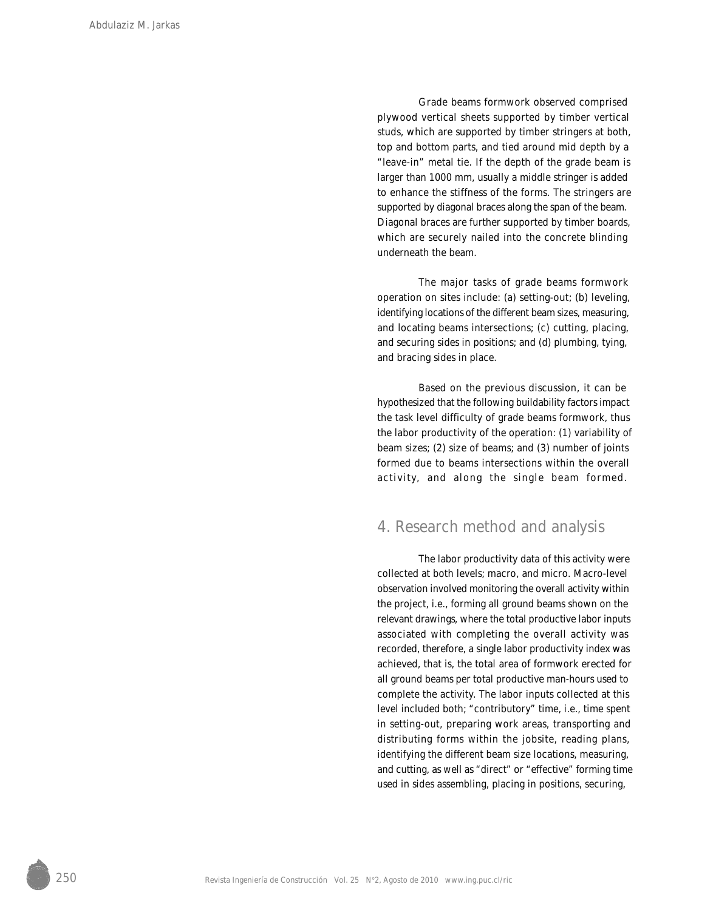Grade beams formwork observed comprised plywood vertical sheets supported by timber vertical studs, which are supported by timber stringers at both, top and bottom parts, and tied around mid depth by a "leave-in" metal tie. If the depth of the grade beam is larger than 1000 mm, usually a middle stringer is added to enhance the stiffness of the forms. The stringers are supported by diagonal braces along the span of the beam. Diagonal braces are further supported by timber boards, which are securely nailed into the concrete blinding underneath the beam.

The major tasks of grade beams formwork operation on sites include: (a) setting-out; (b) leveling, identifying locations of the different beam sizes, measuring, and locating beams intersections; (c) cutting, placing, and securing sides in positions; and (d) plumbing, tying, and bracing sides in place.

Based on the previous discussion, it can be hypothesized that the following buildability factors impact the task level difficulty of grade beams formwork, thus the labor productivity of the operation: (1) variability of beam sizes; (2) size of beams; and (3) number of joints formed due to beams intersections within the overall activity, and along the single beam formed.

## 4. Research method and analysis

The labor productivity data of this activity were collected at both levels; macro, and micro. Macro-level observation involved monitoring the overall activity within the project, i.e., forming all ground beams shown on the relevant drawings, where the total productive labor inputs associated with completing the overall activity was recorded, therefore, a single labor productivity index was achieved, that is, the total area of formwork erected for all ground beams per total productive man-hours used to complete the activity. The labor inputs collected at this level included both; "contributory" time, i.e., time spent in setting-out, preparing work areas, transporting and distributing forms within the jobsite, reading plans, identifying the different beam size locations, measuring, and cutting, as well as "direct" or "effective" forming time used in sides assembling, placing in positions, securing,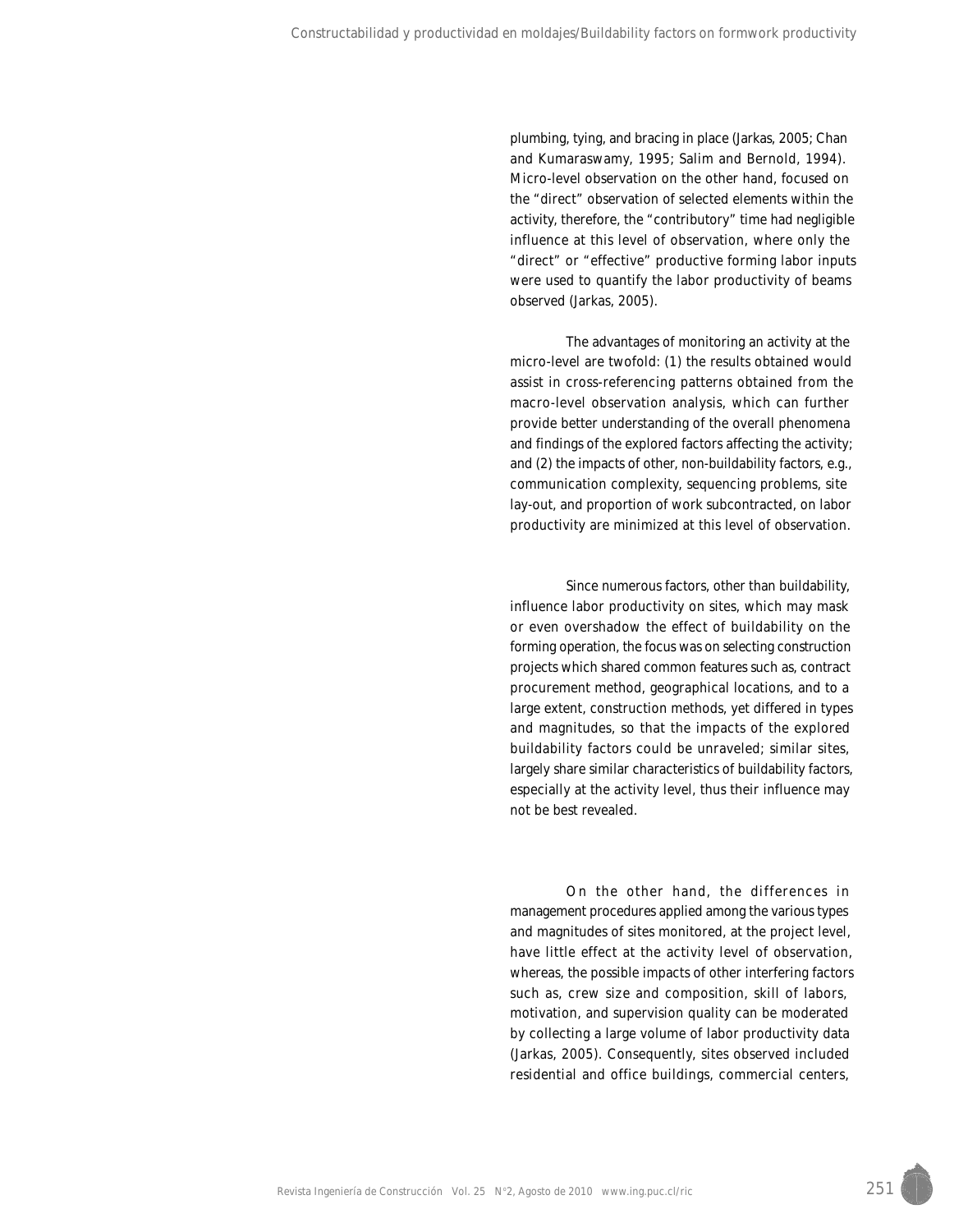plumbing, tying, and bracing in place (Jarkas, 2005; Chan and Kumaraswamy, 1995; Salim and Bernold, 1994). Micro-level observation on the other hand, focused on the "direct" observation of selected elements within the activity, therefore, the "contributory" time had negligible influence at this level of observation, where only the "direct" or "effective" productive forming labor inputs were used to quantify the labor productivity of beams observed (Jarkas, 2005).

The advantages of monitoring an activity at the micro-level are twofold: (1) the results obtained would assist in cross-referencing patterns obtained from the macro-level observation analysis, which can further provide better understanding of the overall phenomena and findings of the explored factors affecting the activity; and (2) the impacts of other, non-buildability factors, e.g., communication complexity, sequencing problems, site lay-out, and proportion of work subcontracted, on labor productivity are minimized at this level of observation.

Since numerous factors, other than buildability, influence labor productivity on sites, which may mask or even overshadow the effect of buildability on the forming operation, the focus was on selecting construction projects which shared common features such as, contract procurement method, geographical locations, and to a large extent, construction methods, yet differed in types and magnitudes, so that the impacts of the explored buildability factors could be unraveled; similar sites, largely share similar characteristics of buildability factors, especially at the activity level, thus their influence may not be best revealed.

On the other hand, the differences in management procedures applied among the various types and magnitudes of sites monitored, at the project level, have little effect at the activity level of observation, whereas, the possible impacts of other interfering factors such as, crew size and composition, skill of labors, motivation, and supervision quality can be moderated by collecting a large volume of labor productivity data (Jarkas, 2005). Consequently, sites observed included residential and office buildings, commercial centers,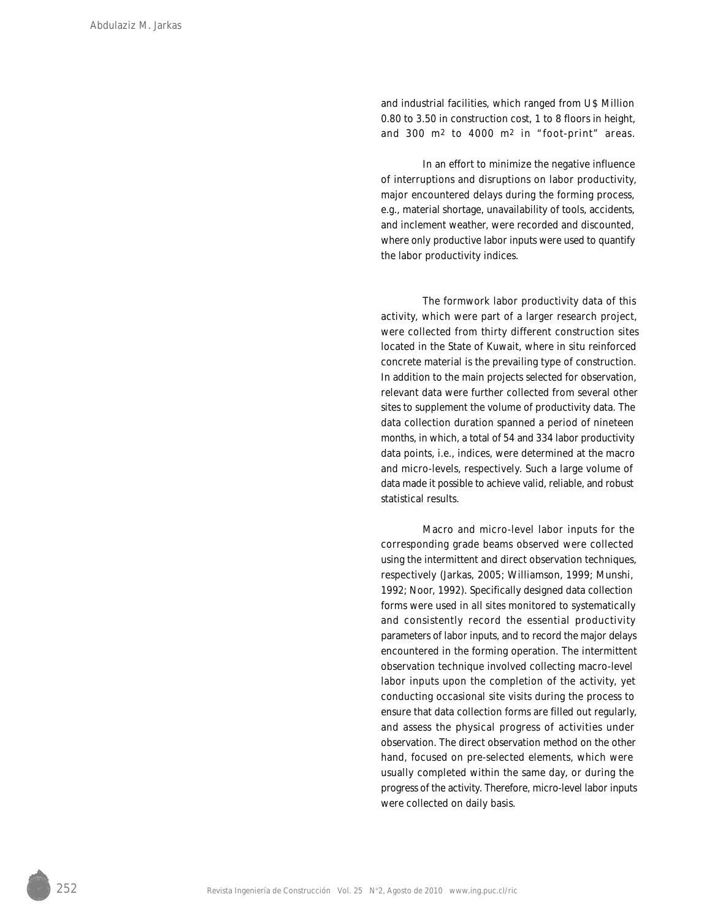and industrial facilities, which ranged from U$ Million 0.80 to 3.50 in construction cost, 1 to 8 floors in height, and 300 $m^2$ to 4000 $m^2$ in "foot-print" areas.

In an effort to minimize the negative influence of interruptions and disruptions on labor productivity, major encountered delays during the forming process, e.g., material shortage, unavailability of tools, accidents, and inclement weather, were recorded and discounted, where only productive labor inputs were used to quantify the labor productivity indices.

The formwork labor productivity data of this activity, which were part of a larger research project, were collected from thirty different construction sites located in the State of Kuwait, where in situ reinforced concrete material is the prevailing type of construction. In addition to the main projects selected for observation, relevant data were further collected from several other sites to supplement the volume of productivity data. The data collection duration spanned a period of nineteen months, in which, a total of 54 and 334 labor productivity data points, i.e., indices, were determined at the macro and micro-levels, respectively. Such a large volume of data made it possible to achieve valid, reliable, and robust statistical results.

Macro and micro-level labor inputs for the corresponding grade beams observed were collected using the intermittent and direct observation techniques, respectively (Jarkas, 2005; Williamson, 1999; Munshi, 1992; Noor, 1992). Specifically designed data collection forms were used in all sites monitored to systematically and consistently record the essential productivity parameters of labor inputs, and to record the major delays encountered in the forming operation. The intermittent observation technique involved collecting macro-level labor inputs upon the completion of the activity, yet conducting occasional site visits during the process to ensure that data collection forms are filled out regularly, and assess the physical progress of activities under observation. The direct observation method on the other hand, focused on pre-selected elements, which were usually completed within the same day, or during the progress of the activity. Therefore, micro-level labor inputs were collected on daily basis.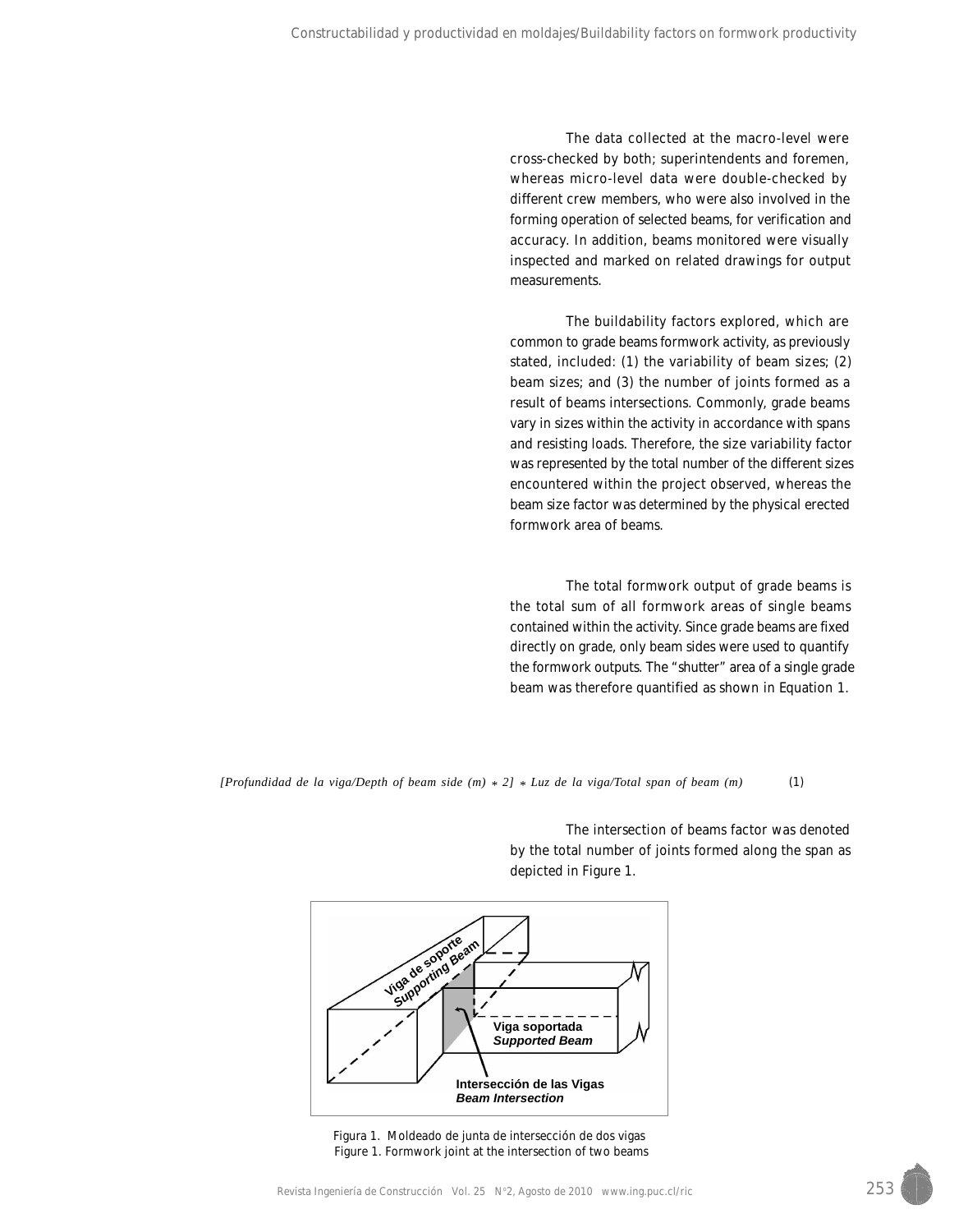The data collected at the macro-level were cross-checked by both; superintendents and foremen, whereas micro-level data were double-checked by different crew members, who were also involved in the forming operation of selected beams, for verification and accuracy. In addition, beams monitored were visually inspected and marked on related drawings for output measurements.

The buildability factors explored, which are common to grade beams formwork activity, as previously stated, included: (1) the variability of beam sizes; (2) beam sizes; and (3) the number of joints formed as a result of beams intersections. Commonly, grade beams vary in sizes within the activity in accordance with spans and resisting loads. Therefore, the size variability factor was represented by the total number of the different sizes encountered within the project observed, whereas the beam size factor was determined by the physical erected formwork area of beams.

The total formwork output of grade beams is the total sum of all formwork areas of single beams contained within the activity. Since grade beams are fixed directly on grade, only beam sides were used to quantify the formwork outputs. The "shutter" area of a single grade beam was therefore quantified as shown in Equation 1.

*[Profundidad de la viga/Depth of beam side (m) * 2] * Luz de la viga/Total span of beam (m)* (1)

The intersection of beams factor was denoted by the total number of joints formed along the span as depicted in Figure 1.

Figura 1. Moldeado de junta de intersección de dos vigas
Figure 1. Formwork joint at the intersection of two beams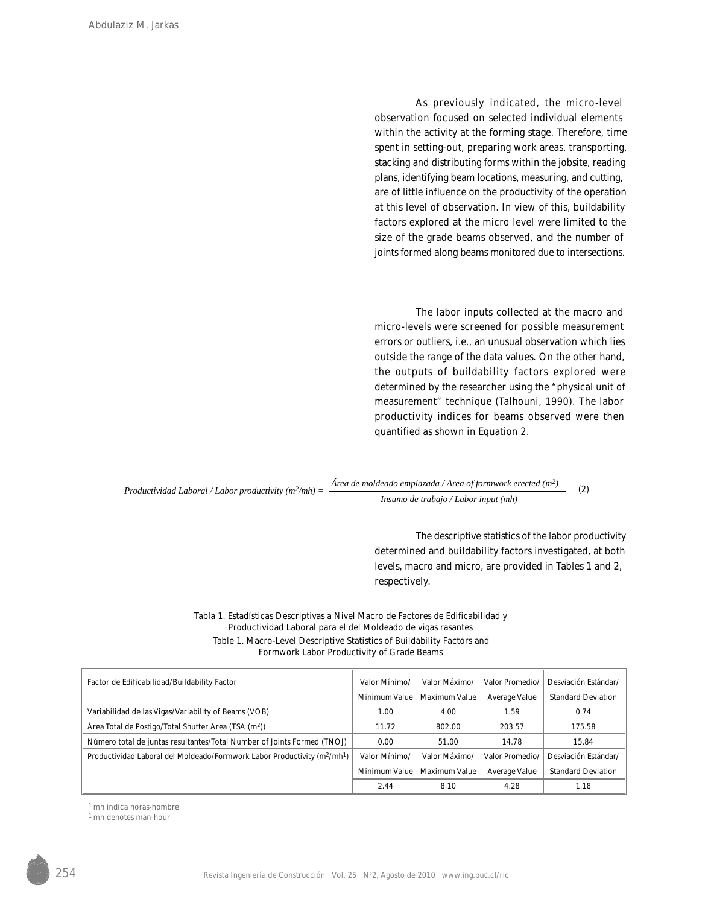As previously indicated, the micro-level observation focused on selected individual elements within the activity at the forming stage. Therefore, time spent in setting-out, preparing work areas, transporting, stacking and distributing forms within the jobsite, reading plans, identifying beam locations, measuring, and cutting, are of little influence on the productivity of the operation at this level of observation. In view of this, buildability factors explored at the micro level were limited to the size of the grade beams observed, and the number of joints formed along beams monitored due to intersections.

The labor inputs collected at the macro and micro-levels were screened for possible measurement errors or outliers, i.e., an unusual observation which lies outside the range of the data values. On the other hand, the outputs of buildability factors explored were determined by the researcher using the "physical unit of measurement" technique (Talhouni, 1990). The labor productivity indices for beams observed were then quantified as shown in Equation 2.

$$\textit{Productividad Laboral / Labor productivity } (m^2/mh) = \frac{\textit{Área de moldeado emplazada / Area of formwork erected } (m^2)}{\textit{Insumo de trabajo / Labor input } (mh)} \quad (2)$$

The descriptive statistics of the labor productivity determined and buildability factors investigated, at both levels, macro and micro, are provided in Tables 1 and 2, respectively.

Tabla 1. Estadísticas Descriptivas a Nivel Macro de Factores de Edificabilidad y Productividad Laboral para el del Moldeado de vigas rasantes
Table 1. Macro-Level Descriptive Statistics of Buildability Factors and Formwork Labor Productivity of Grade Beams

| Factor de Edificabilidad/Buildability Factor | Valor Mínimo/ Minimum Value | Valor Máximo/ Maximum Value | Valor Promedio/ Average Value | Desviación Estándar/ Standard Deviation |
|---|---|---|---|---|
| Variabilidad de las Vigas/Variability of Beams (VOB) | 1.00 | 4.00 | 1.59 | 0.74 |
| Área Total de Postigo/Total Shutter Area (TSA ($m^2$)) | 11.72 | 802.00 | 203.57 | 175.58 |
| Número total de juntas resultantes/Total Number of Joints Formed (TNOJ) | 0.00 | 51.00 | 14.78 | 15.84 |
| Productividad Laboral del Moldeado/Formwork Labor Productivity ($m^2$/mh[1]) | Valor Mínimo/ Minimum Value | Valor Máximo/ Maximum Value | Valor Promedio/ Average Value | Desviación Estándar/ Standard Deviation |
| | 2.44 | 8.10 | 4.28 | 1.18 |

[1] mh indica horas-hombre
[1] mh denotes man-hour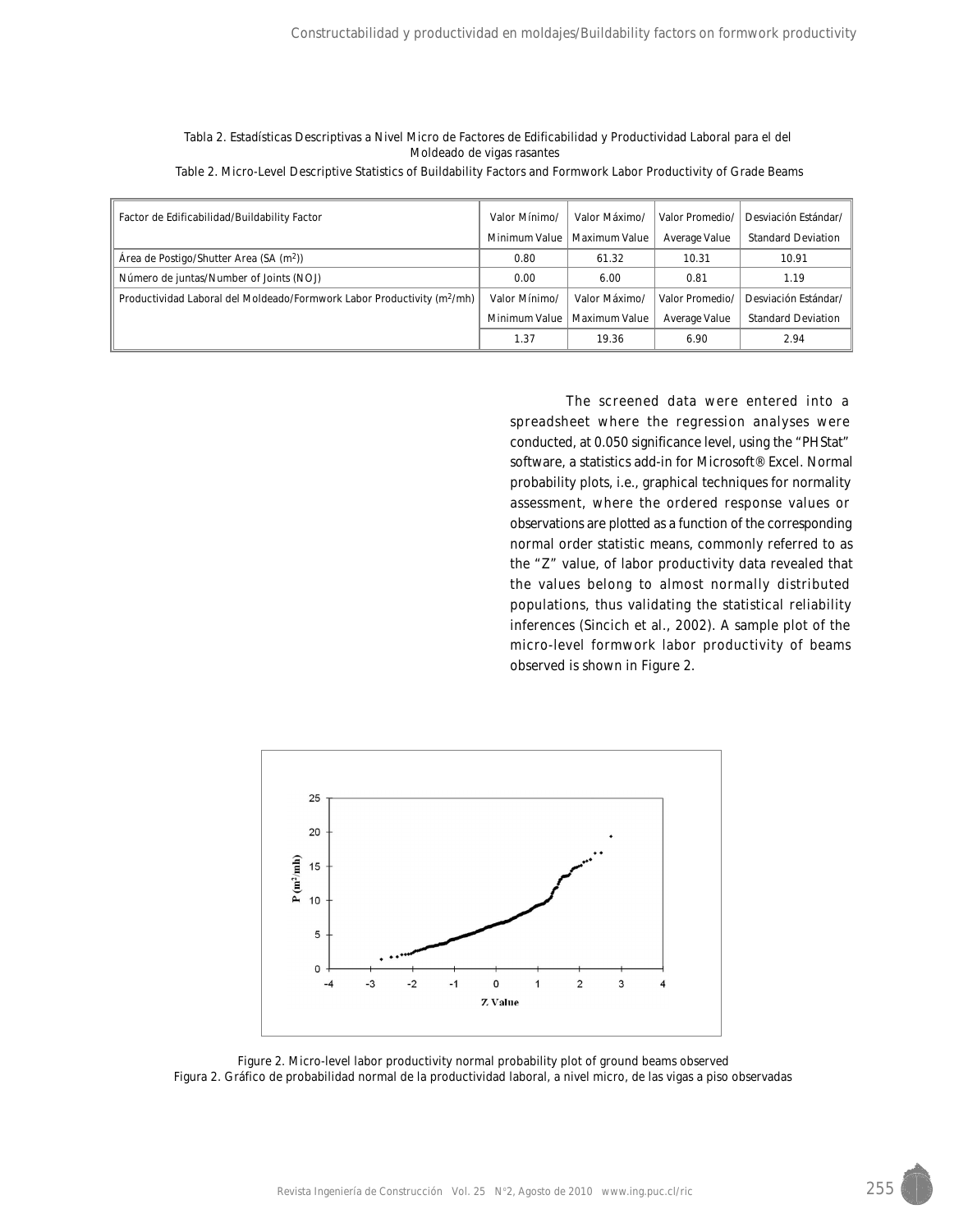Tabla 2. Estadísticas Descriptivas a Nivel Micro de Factores de Edificabilidad y Productividad Laboral para el del Moldeado de vigas rasantes

Table 2. Micro-Level Descriptive Statistics of Buildability Factors and Formwork Labor Productivity of Grade Beams

| Factor de Edificabilidad/Buildability Factor | Valor Mínimo/ Minimum Value | Valor Máximo/ Maximum Value | Valor Promedio/ Average Value | Desviación Estándar/ Standard Deviation |
|---|---|---|---|---|
| Área de Postigo/Shutter Area (SA ($m^2$)) | 0.80 | 61.32 | 10.31 | 10.91 |
| Número de juntas/Number of Joints (NOJ) | 0.00 | 6.00 | 0.81 | 1.19 |
| Productividad Laboral del Moldeado/Formwork Labor Productivity ($m^2$/mh) | Valor Mínimo/ Minimum Value | Valor Máximo/ Maximum Value | Valor Promedio/ Average Value | Desviación Estándar/ Standard Deviation |
| | 1.37 | 19.36 | 6.90 | 2.94 |

The screened data were entered into a spreadsheet where the regression analyses were conducted, at 0.050 significance level, using the "PHStat" software, a statistics add-in for Microsoft® Excel. Normal probability plots, i.e., graphical techniques for normality assessment, where the ordered response values or observations are plotted as a function of the corresponding normal order statistic means, commonly referred to as the "Z" value, of labor productivity data revealed that the values belong to almost normally distributed populations, thus validating the statistical reliability inferences (Sincich et al., 2002). A sample plot of the micro-level formwork labor productivity of beams observed is shown in Figure 2.

Figure 2. Micro-level labor productivity normal probability plot of ground beams observed

Figura 2. Gráfico de probabilidad normal de la productividad laboral, a nivel micro, de las vigas a piso observadas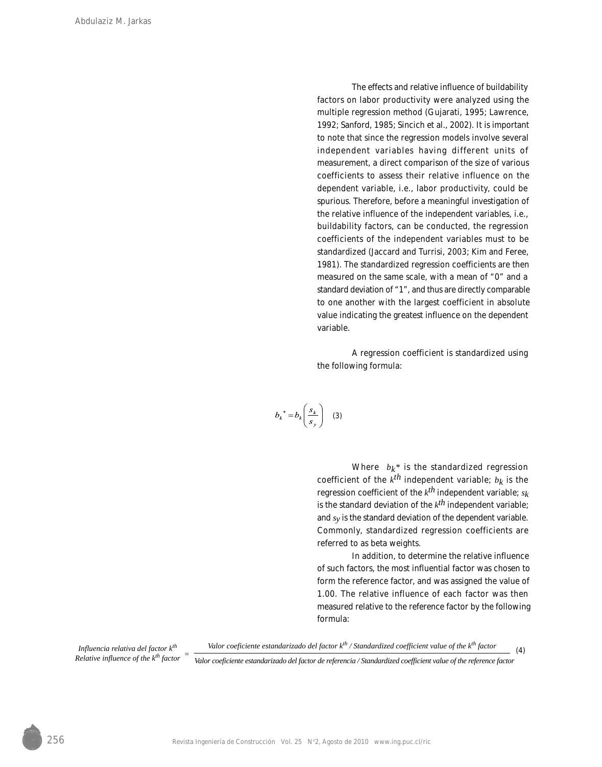The effects and relative influence of buildability factors on labor productivity were analyzed using the multiple regression method (Gujarati, 1995; Lawrence, 1992; Sanford, 1985; Sincich et al., 2002). It is important to note that since the regression models involve several independent variables having different units of measurement, a direct comparison of the size of various coefficients to assess their relative influence on the dependent variable, i.e., labor productivity, could be spurious. Therefore, before a meaningful investigation of the relative influence of the independent variables, i.e., buildability factors, can be conducted, the regression coefficients of the independent variables must to be standardized (Jaccard and Turrisi, 2003; Kim and Feree, 1981). The standardized regression coefficients are then measured on the same scale, with a mean of "0" and a standard deviation of "1", and thus are directly comparable to one another with the largest coefficient in absolute value indicating the greatest influence on the dependent variable.

A regression coefficient is standardized using the following formula:

$$b_k^* = b_k \left( \frac{s_k}{s_y} \right) \quad (3)$$

Where $b_k^*$ is the standardized regression coefficient of the $k^{th}$ independent variable; $b_k$ is the regression coefficient of the $k^{th}$ independent variable; $s_k$ is the standard deviation of the $k^{th}$ independent variable; and $s_y$ is the standard deviation of the dependent variable. Commonly, standardized regression coefficients are referred to as beta weights.

In addition, to determine the relative influence of such factors, the most influential factor was chosen to form the reference factor, and was assigned the value of 1.00. The relative influence of each factor was then measured relative to the reference factor by the following formula:

$$\begin{array}{c}\textit{Influencia relativa del factor } k^{th} \\ \textit{Relative influence of the } k^{th} \textit{ factor}\end{array} = \frac{\textit{Valor coeficiente estandarizado del factor } k^{th} \textit{ / Standardized coefficient value of the } k^{th} \textit{ factor}}{\textit{Valor coeficiente estandarizado del factor de referencia / Standardized coefficient value of the reference factor}} \quad (4)$$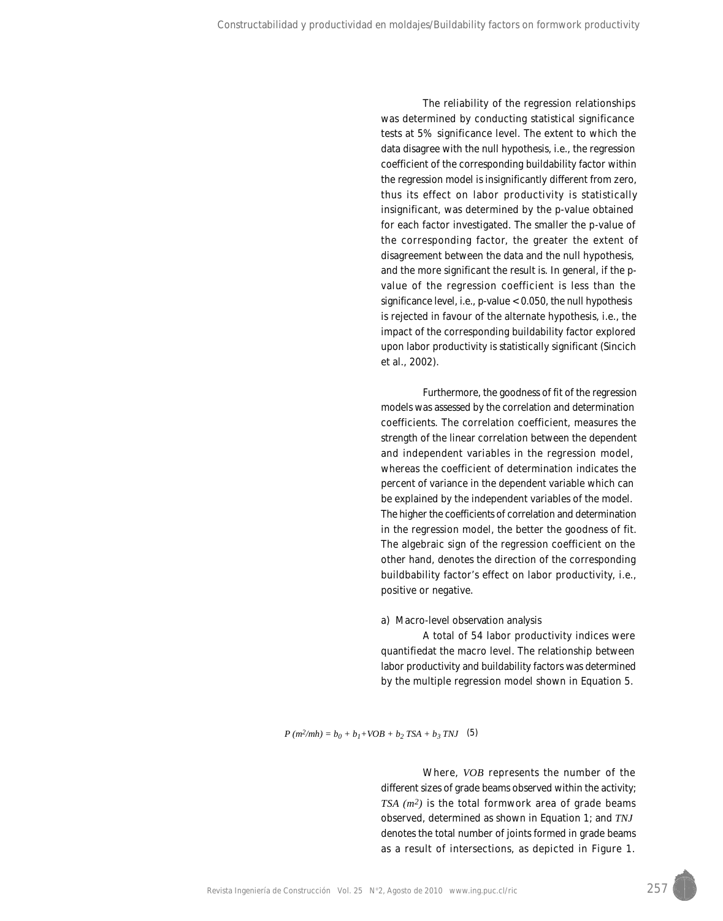The reliability of the regression relationships was determined by conducting statistical significance tests at 5% significance level. The extent to which the data disagree with the null hypothesis, i.e., the regression coefficient of the corresponding buildability factor within the regression model is insignificantly different from zero, thus its effect on labor productivity is statistically insignificant, was determined by the p-value obtained for each factor investigated. The smaller the p-value of the corresponding factor, the greater the extent of disagreement between the data and the null hypothesis, and the more significant the result is. In general, if the p-value of the regression coefficient is less than the significance level, i.e., $p\text{-value} < 0.050$, the null hypothesis is rejected in favour of the alternate hypothesis, i.e., the impact of the corresponding buildability factor explored upon labor productivity is statistically significant (Sincich et al., 2002).

Furthermore, the goodness of fit of the regression models was assessed by the correlation and determination coefficients. The correlation coefficient, measures the strength of the linear correlation between the dependent and independent variables in the regression model, whereas the coefficient of determination indicates the percent of variance in the dependent variable which can be explained by the independent variables of the model. The higher the coefficients of correlation and determination in the regression model, the better the goodness of fit. The algebraic sign of the regression coefficient on the other hand, denotes the direction of the corresponding buildbability factor's effect on labor productivity, i.e., positive or negative.

a) Macro-level observation analysis

A total of 54 labor productivity indices were quantifiedat the macro level. The relationship between labor productivity and buildability factors was determined by the multiple regression model shown in Equation 5.

$$P\ (m^2/mh) = b_0 + b_1 + VOB + b_2\ TSA + b_3\ TNJ \quad (5)$$

Where, $VOB$ represents the number of the different sizes of grade beams observed within the activity; $TSA\ (m^2)$ is the total formwork area of grade beams observed, determined as shown in Equation 1; and $TNJ$ denotes the total number of joints formed in grade beams as a result of intersections, as depicted in Figure 1.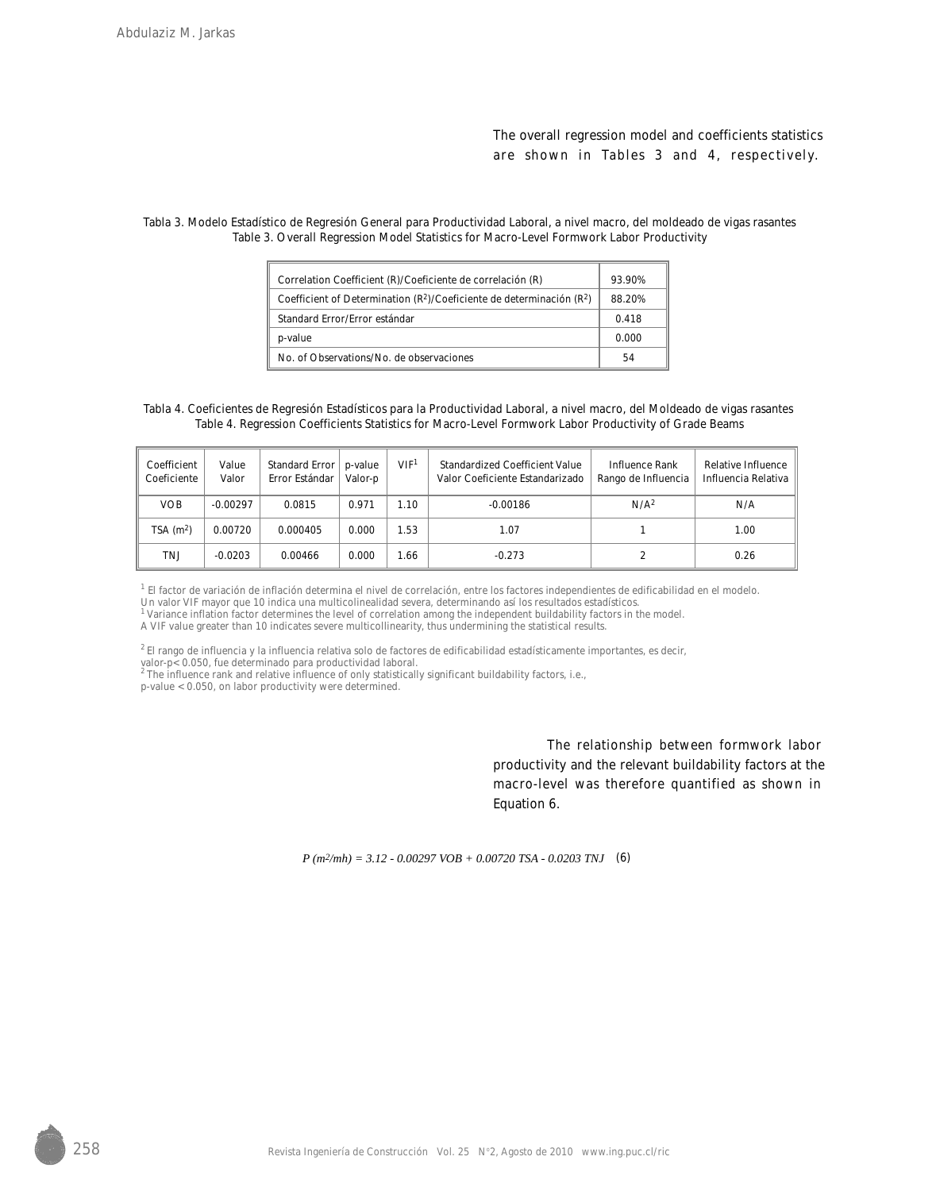The overall regression model and coefficients statistics are shown in Tables 3 and 4, respectively.

Tabla 3. Modelo Estadístico de Regresión General para Productividad Laboral, a nivel macro, del moldeado de vigas rasantes
Table 3. Overall Regression Model Statistics for Macro-Level Formwork Labor Productivity

| | |
|---|---|
| Correlation Coefficient (R)/Coeficiente de correlación (R) | 93.90% |
| Coefficient of Determination ($R^2$)/Coeficiente de determinación ($R^2$) | 88.20% |
| Standard Error/Error estándar | 0.418 |
| p-value | 0.000 |
| No. of Observations/No. de observaciones | 54 |

Tabla 4. Coeficientes de Regresión Estadísticos para la Productividad Laboral, a nivel macro, del Moldeado de vigas rasantes
Table 4. Regression Coefficients Statistics for Macro-Level Formwork Labor Productivity of Grade Beams

| Coefficient Coeficiente | Value Valor | Standard Error Error Estándar | p-value Valor-p | VIF[1] | Standardized Coefficient Value Valor Coeficiente Estandarizado | Influence Rank Rango de Influencia | Relative Influence Influencia Relativa |
|---|---|---|---|---|---|---|---|
| VOB | -0.00297 | 0.0815 | 0.971 | 1.10 | -0.00186 | N/A[2] | N/A |
| TSA ($m^2$) | 0.00720 | 0.000405 | 0.000 | 1.53 | 1.07 | 1 | 1.00 |
| TNJ | -0.0203 | 0.00466 | 0.000 | 1.66 | -0.273 | 2 | 0.26 |

[1] El factor de variación de inflación determina el nivel de correlación, entre los factores independientes de edificabilidad en el modelo. Un valor VIF mayor que 10 indica una multicolinealidad severa, determinando así los resultados estadísticos.
[1] Variance inflation factor determines the level of correlation among the independent buildability factors in the model. A VIF value greater than 10 indicates severe multicollinearity, thus undermining the statistical results.

[2] El rango de influencia y la influencia relativa solo de factores de edificabilidad estadísticamente importantes, es decir, valor-p< 0.050, fue determinado para productividad laboral.
[2] The influence rank and relative influence of only statistically significant buildability factors, i.e., p-value < 0.050, on labor productivity were determined.

The relationship between formwork labor productivity and the relevant buildability factors at the macro-level was therefore quantified as shown in Equation 6.

$$P\ (m^2/mh) = 3.12 - 0.00297\ VOB + 0.00720\ TSA - 0.0203\ TNJ \quad (6)$$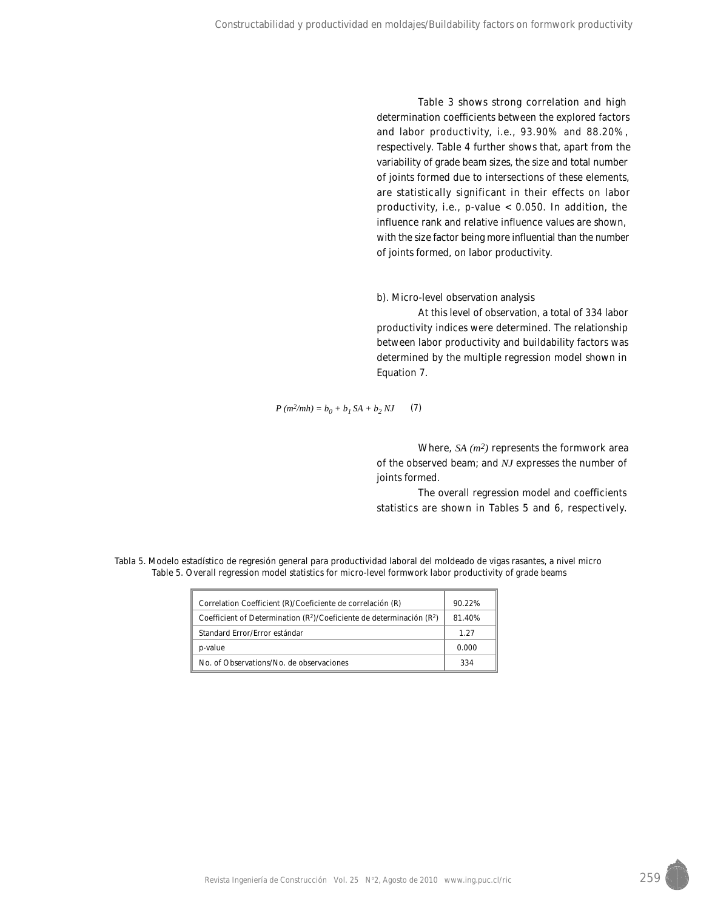Table 3 shows strong correlation and high determination coefficients between the explored factors and labor productivity, i.e., 93.90% and 88.20%, respectively. Table 4 further shows that, apart from the variability of grade beam sizes, the size and total number of joints formed due to intersections of these elements, are statistically significant in their effects on labor productivity, i.e., p-value < 0.050. In addition, the influence rank and relative influence values are shown, with the size factor being more influential than the number of joints formed, on labor productivity.

b). Micro-level observation analysis

At this level of observation, a total of 334 labor productivity indices were determined. The relationship between labor productivity and buildability factors was determined by the multiple regression model shown in Equation 7.

$$P\ (m^2/mh) = b_0 + b_1\, SA + b_2\, NJ \qquad (7)$$

Where, $SA$ $(m^2)$ represents the formwork area of the observed beam; and $NJ$ expresses the number of joints formed.

The overall regression model and coefficients statistics are shown in Tables 5 and 6, respectively.

Tabla 5. Modelo estadístico de regresión general para productividad laboral del moldeado de vigas rasantes, a nivel micro
Table 5. Overall regression model statistics for micro-level formwork labor productivity of grade beams

| | |
|---|---|
| Correlation Coefficient (R)/Coeficiente de correlación (R) | 90.22% |
| Coefficient of Determination ($R^2$)/Coeficiente de determinación ($R^2$) | 81.40% |
| Standard Error/Error estándar | 1.27 |
| p-value | 0.000 |
| No. of Observations/No. de observaciones | 334 |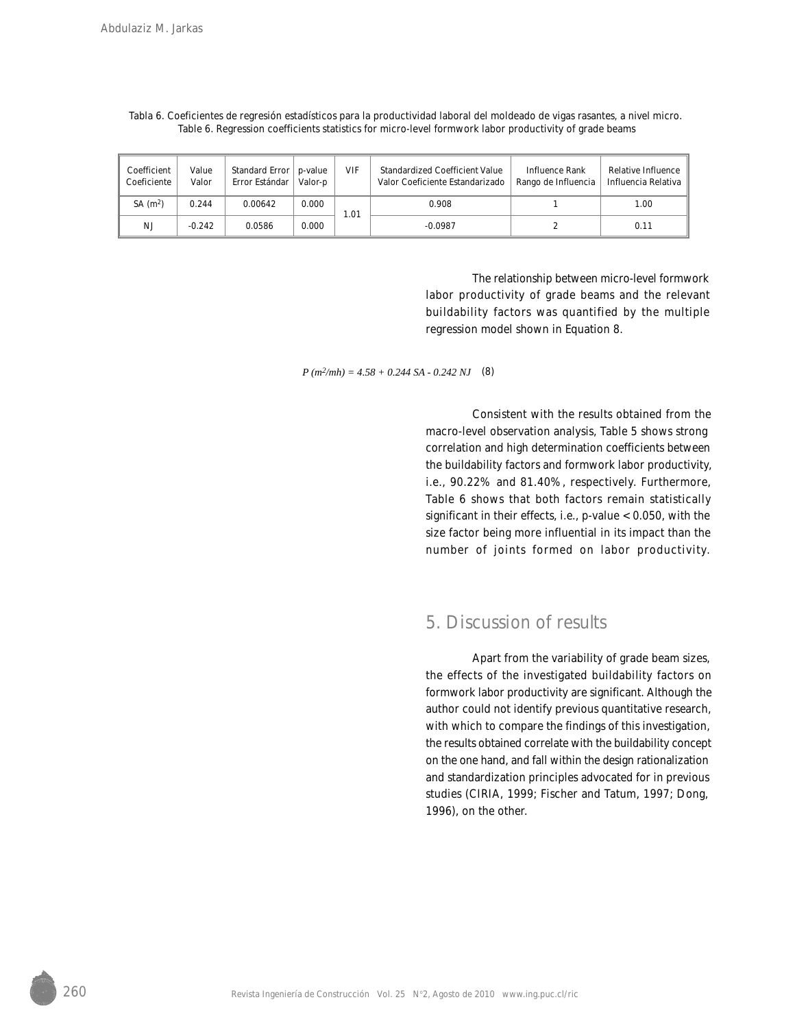Tabla 6. Coeficientes de regresión estadísticos para la productividad laboral del moldeado de vigas rasantes, a nivel micro.
Table 6. Regression coefficients statistics for micro-level formwork labor productivity of grade beams

| Coefficient Coeficiente | Value Valor | Standard Error Error Estándar | p-value Valor-p | VIF | Standardized Coefficient Value Valor Coeficiente Estandarizado | Influence Rank Rango de Influencia | Relative Influence Influencia Relativa |
|---|---|---|---|---|---|---|---|
| SA ($m^2$) | 0.244 | 0.00642 | 0.000 | 1.01 | 0.908 | 1 | 1.00 |
| NJ | -0.242 | 0.0586 | 0.000 | | -0.0987 | 2 | 0.11 |

The relationship between micro-level formwork labor productivity of grade beams and the relevant buildability factors was quantified by the multiple regression model shown in Equation 8.

$$P\ (m^2/mh) = 4.58 + 0.244\ SA - 0.242\ NJ \quad (8)$$

Consistent with the results obtained from the macro-level observation analysis, Table 5 shows strong correlation and high determination coefficients between the buildability factors and formwork labor productivity, i.e., 90.22% and 81.40%, respectively. Furthermore, Table 6 shows that both factors remain statistically significant in their effects, i.e., p-value < 0.050, with the size factor being more influential in its impact than the number of joints formed on labor productivity.

## 5. Discussion of results

Apart from the variability of grade beam sizes, the effects of the investigated buildability factors on formwork labor productivity are significant. Although the author could not identify previous quantitative research, with which to compare the findings of this investigation, the results obtained correlate with the buildability concept on the one hand, and fall within the design rationalization and standardization principles advocated for in previous studies (CIRIA, 1999; Fischer and Tatum, 1997; Dong, 1996), on the other.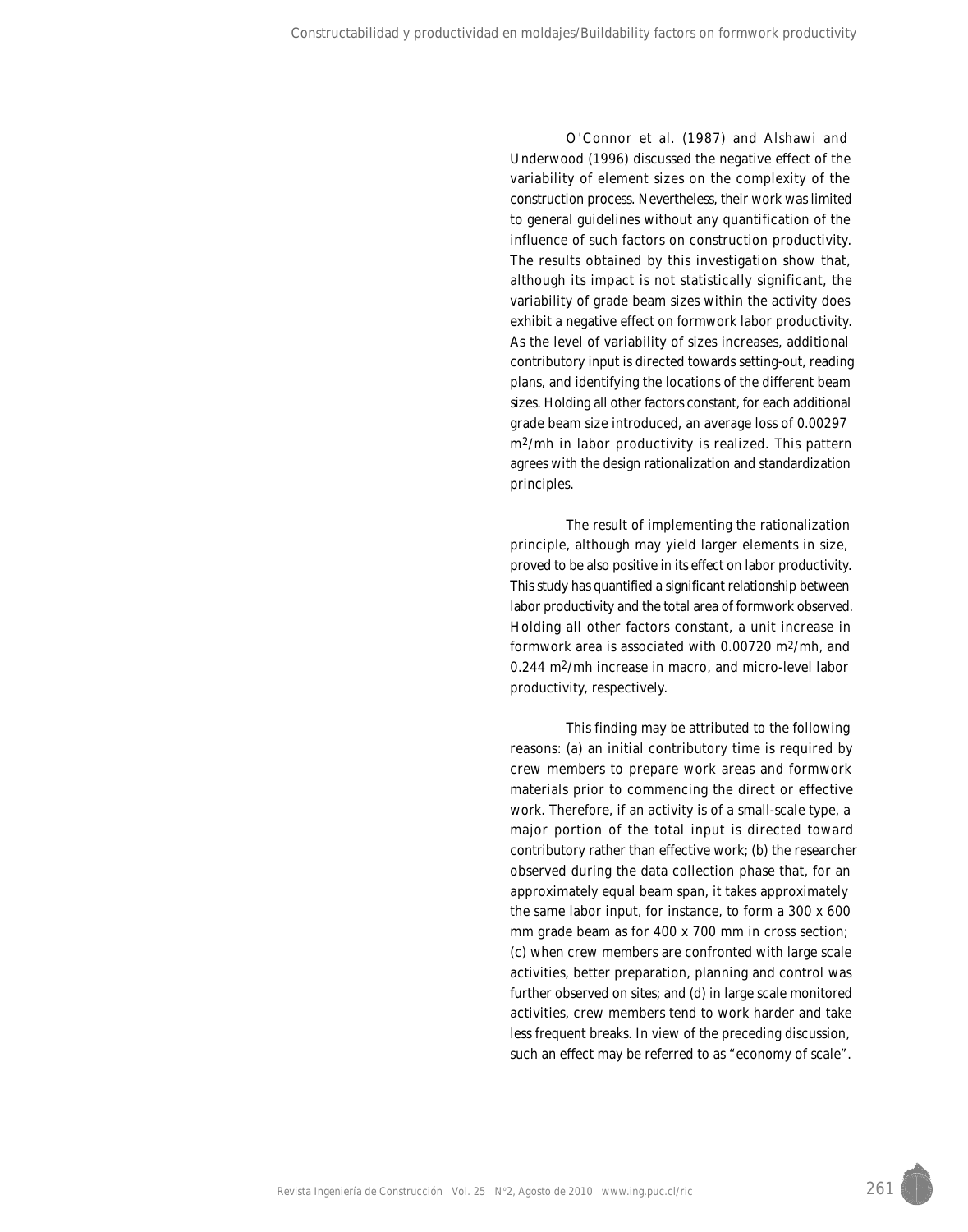O'Connor et al. (1987) and Alshawi and Underwood (1996) discussed the negative effect of the variability of element sizes on the complexity of the construction process. Nevertheless, their work was limited to general guidelines without any quantification of the influence of such factors on construction productivity. The results obtained by this investigation show that, although its impact is not statistically significant, the variability of grade beam sizes within the activity does exhibit a negative effect on formwork labor productivity. As the level of variability of sizes increases, additional contributory input is directed towards setting-out, reading plans, and identifying the locations of the different beam sizes. Holding all other factors constant, for each additional grade beam size introduced, an average loss of 0.00297 $m^2$/mh in labor productivity is realized. This pattern agrees with the design rationalization and standardization principles.

The result of implementing the rationalization principle, although may yield larger elements in size, proved to be also positive in its effect on labor productivity. This study has quantified a significant relationship between labor productivity and the total area of formwork observed. Holding all other factors constant, a unit increase in formwork area is associated with 0.00720 $m^2$/mh, and 0.244 $m^2$/mh increase in macro, and micro-level labor productivity, respectively.

This finding may be attributed to the following reasons: (a) an initial contributory time is required by crew members to prepare work areas and formwork materials prior to commencing the direct or effective work. Therefore, if an activity is of a small-scale type, a major portion of the total input is directed toward contributory rather than effective work; (b) the researcher observed during the data collection phase that, for an approximately equal beam span, it takes approximately the same labor input, for instance, to form a 300 x 600 mm grade beam as for 400 x 700 mm in cross section; (c) when crew members are confronted with large scale activities, better preparation, planning and control was further observed on sites; and (d) in large scale monitored activities, crew members tend to work harder and take less frequent breaks. In view of the preceding discussion, such an effect may be referred to as "economy of scale".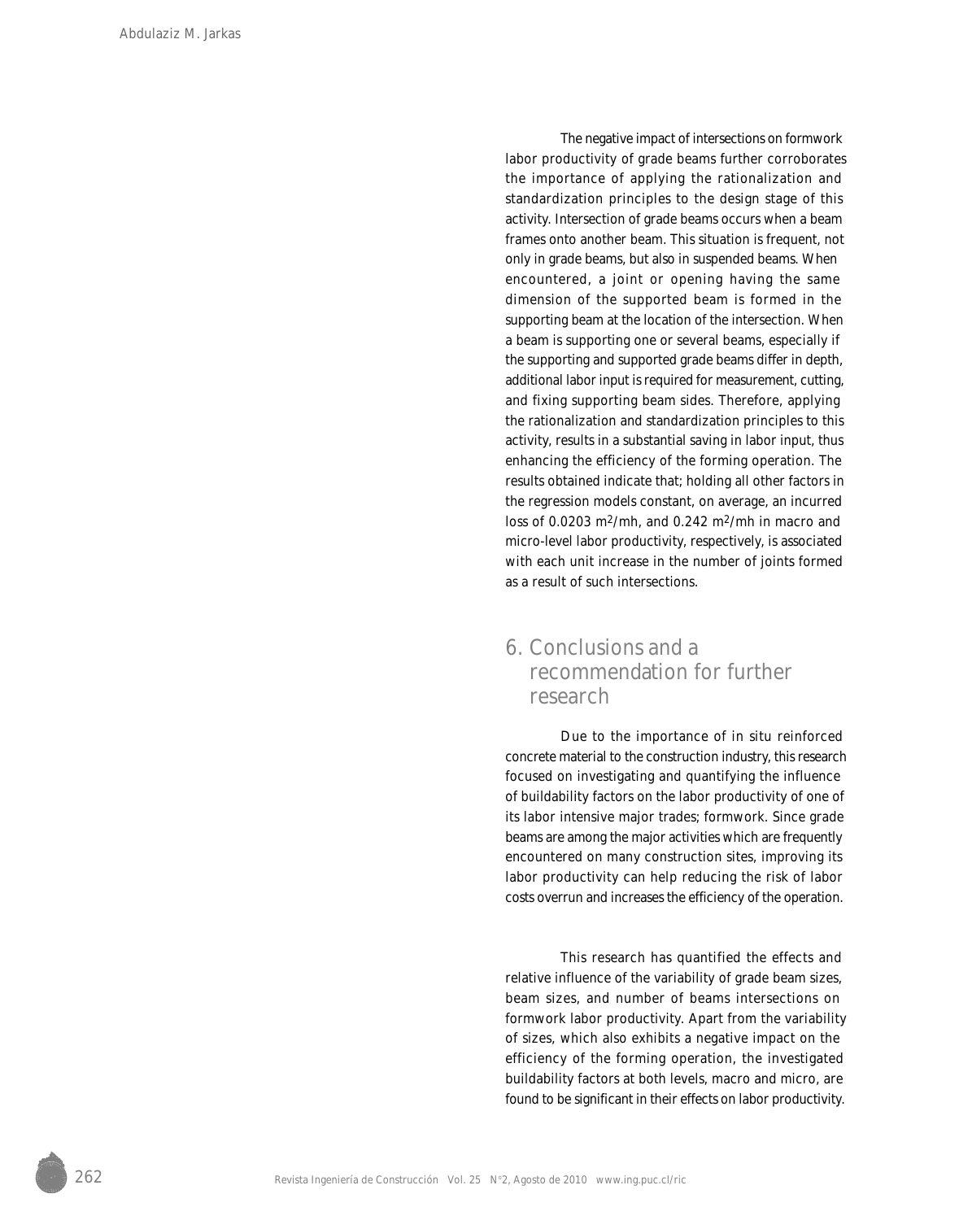The negative impact of intersections on formwork labor productivity of grade beams further corroborates the importance of applying the rationalization and standardization principles to the design stage of this activity. Intersection of grade beams occurs when a beam frames onto another beam. This situation is frequent, not only in grade beams, but also in suspended beams. When encountered, a joint or opening having the same dimension of the supported beam is formed in the supporting beam at the location of the intersection. When a beam is supporting one or several beams, especially if the supporting and supported grade beams differ in depth, additional labor input is required for measurement, cutting, and fixing supporting beam sides. Therefore, applying the rationalization and standardization principles to this activity, results in a substantial saving in labor input, thus enhancing the efficiency of the forming operation. The results obtained indicate that; holding all other factors in the regression models constant, on average, an incurred loss of 0.0203 $m^2$/mh, and 0.242 $m^2$/mh in macro and micro-level labor productivity, respectively, is associated with each unit increase in the number of joints formed as a result of such intersections.

## 6. Conclusions and a recommendation for further research

Due to the importance of in situ reinforced concrete material to the construction industry, this research focused on investigating and quantifying the influence of buildability factors on the labor productivity of one of its labor intensive major trades; formwork. Since grade beams are among the major activities which are frequently encountered on many construction sites, improving its labor productivity can help reducing the risk of labor costs overrun and increases the efficiency of the operation.

This research has quantified the effects and relative influence of the variability of grade beam sizes, beam sizes, and number of beams intersections on formwork labor productivity. Apart from the variability of sizes, which also exhibits a negative impact on the efficiency of the forming operation, the investigated buildability factors at both levels, macro and micro, are found to be significant in their effects on labor productivity.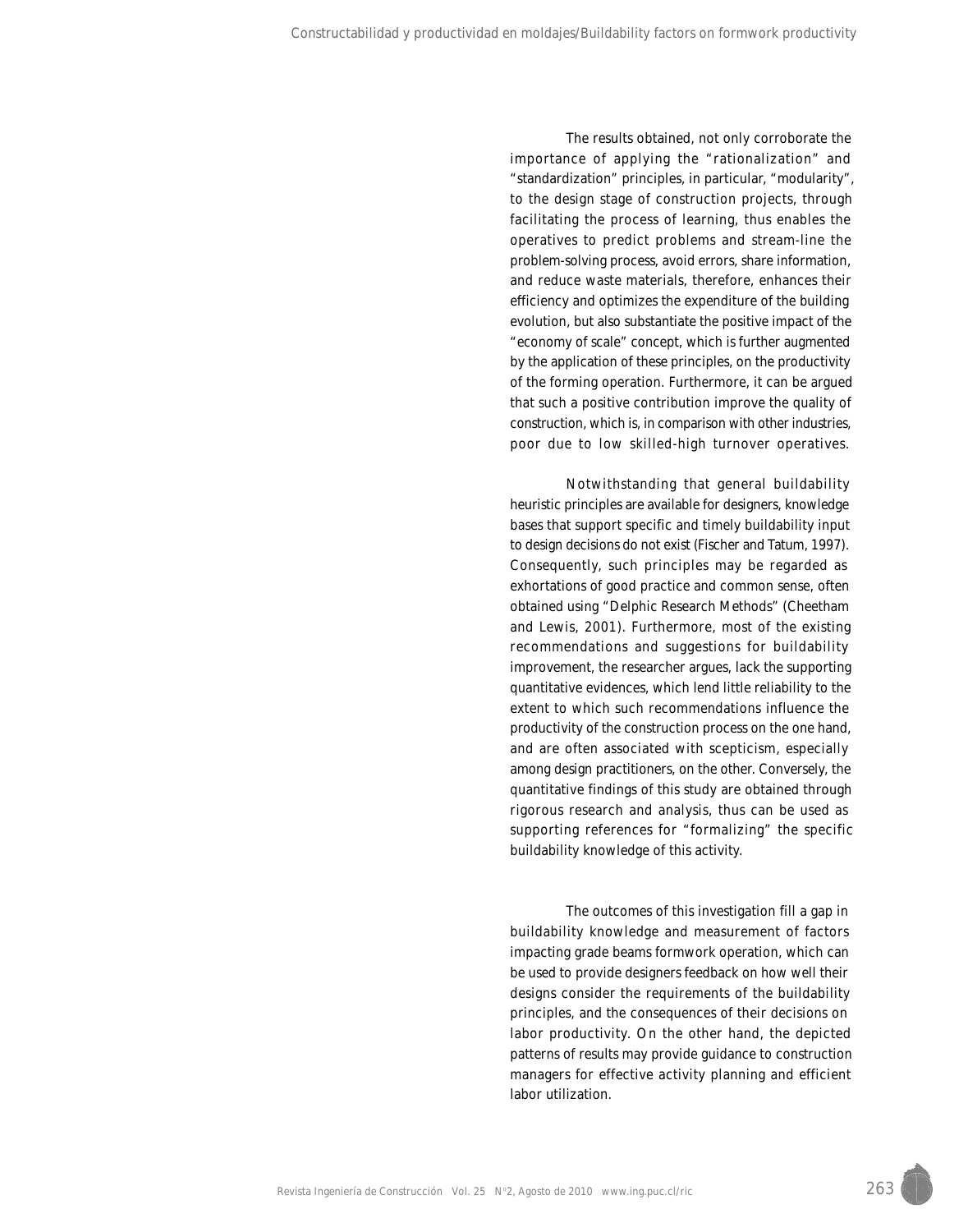The results obtained, not only corroborate the importance of applying the "rationalization" and "standardization" principles, in particular, "modularity", to the design stage of construction projects, through facilitating the process of learning, thus enables the operatives to predict problems and stream-line the problem-solving process, avoid errors, share information, and reduce waste materials, therefore, enhances their efficiency and optimizes the expenditure of the building evolution, but also substantiate the positive impact of the "economy of scale" concept, which is further augmented by the application of these principles, on the productivity of the forming operation. Furthermore, it can be argued that such a positive contribution improve the quality of construction, which is, in comparison with other industries, poor due to low skilled-high turnover operatives.

Notwithstanding that general buildability heuristic principles are available for designers, knowledge bases that support specific and timely buildability input to design decisions do not exist (Fischer and Tatum, 1997). Consequently, such principles may be regarded as exhortations of good practice and common sense, often obtained using "Delphic Research Methods" (Cheetham and Lewis, 2001). Furthermore, most of the existing recommendations and suggestions for buildability improvement, the researcher argues, lack the supporting quantitative evidences, which lend little reliability to the extent to which such recommendations influence the productivity of the construction process on the one hand, and are often associated with scepticism, especially among design practitioners, on the other. Conversely, the quantitative findings of this study are obtained through rigorous research and analysis, thus can be used as supporting references for "formalizing" the specific buildability knowledge of this activity.

The outcomes of this investigation fill a gap in buildability knowledge and measurement of factors impacting grade beams formwork operation, which can be used to provide designers feedback on how well their designs consider the requirements of the buildability principles, and the consequences of their decisions on labor productivity. On the other hand, the depicted patterns of results may provide guidance to construction managers for effective activity planning and efficient labor utilization.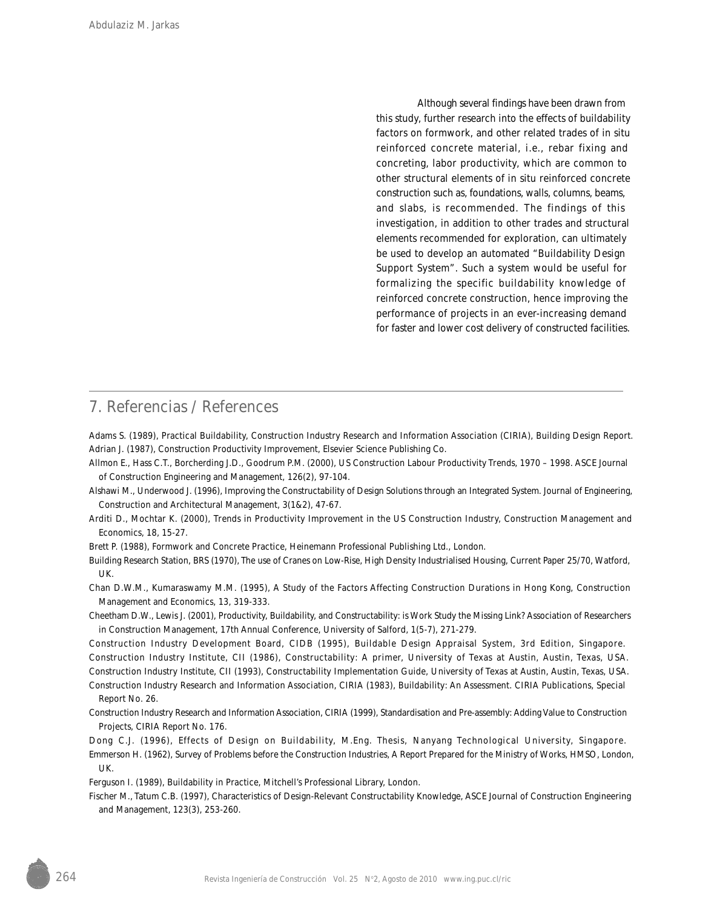Although several findings have been drawn from this study, further research into the effects of buildability factors on formwork, and other related trades of in situ reinforced concrete material, i.e., rebar fixing and concreting, labor productivity, which are common to other structural elements of in situ reinforced concrete construction such as, foundations, walls, columns, beams, and slabs, is recommended. The findings of this investigation, in addition to other trades and structural elements recommended for exploration, can ultimately be used to develop an automated "Buildability Design Support System". Such a system would be useful for formalizing the specific buildability knowledge of reinforced concrete construction, hence improving the performance of projects in an ever-increasing demand for faster and lower cost delivery of constructed facilities.

## 7. Referencias / References

Adams S. (1989), Practical Buildability, Construction Industry Research and Information Association (CIRIA), Building Design Report.

Adrian J. (1987), Construction Productivity Improvement, Elsevier Science Publishing Co.

Allmon E., Hass C.T., Borcherding J.D., Goodrum P.M. (2000), US Construction Labour Productivity Trends, 1970 – 1998. ASCE Journal of Construction Engineering and Management, 126(2), 97-104.

Alshawi M., Underwood J. (1996), Improving the Constructability of Design Solutions through an Integrated System. Journal of Engineering, Construction and Architectural Management, 3(1&2), 47-67.

Arditi D., Mochtar K. (2000), Trends in Productivity Improvement in the US Construction Industry, Construction Management and Economics, 18, 15-27.

Brett P. (1988), Formwork and Concrete Practice, Heinemann Professional Publishing Ltd., London.

Building Research Station, BRS (1970), The use of Cranes on Low-Rise, High Density Industrialised Housing, Current Paper 25/70, Watford, UK.

Chan D.W.M., Kumaraswamy M.M. (1995), A Study of the Factors Affecting Construction Durations in Hong Kong, Construction Management and Economics, 13, 319-333.

Cheetham D.W., Lewis J. (2001), Productivity, Buildability, and Constructability: is Work Study the Missing Link? Association of Researchers in Construction Management, 17th Annual Conference, University of Salford, 1(5-7), 271-279.

Construction Industry Development Board, CIDB (1995), Buildable Design Appraisal System, 3rd Edition, Singapore.

Construction Industry Institute, CII (1986), Constructability: A primer, University of Texas at Austin, Austin, Texas, USA.

Construction Industry Institute, CII (1993), Constructability Implementation Guide, University of Texas at Austin, Austin, Texas, USA.

Construction Industry Research and Information Association, CIRIA (1983), Buildability: An Assessment. CIRIA Publications, Special Report No. 26.

Construction Industry Research and Information Association, CIRIA (1999), Standardisation and Pre-assembly: Adding Value to Construction Projects, CIRIA Report No. 176.

Dong C.J. (1996), Effects of Design on Buildability, M.Eng. Thesis, Nanyang Technological University, Singapore.

Emmerson H. (1962), Survey of Problems before the Construction Industries, A Report Prepared for the Ministry of Works, HMSO, London, UK.

Ferguson I. (1989), Buildability in Practice, Mitchell's Professional Library, London.

Fischer M., Tatum C.B. (1997), Characteristics of Design-Relevant Constructability Knowledge, ASCE Journal of Construction Engineering and Management, 123(3), 253-260.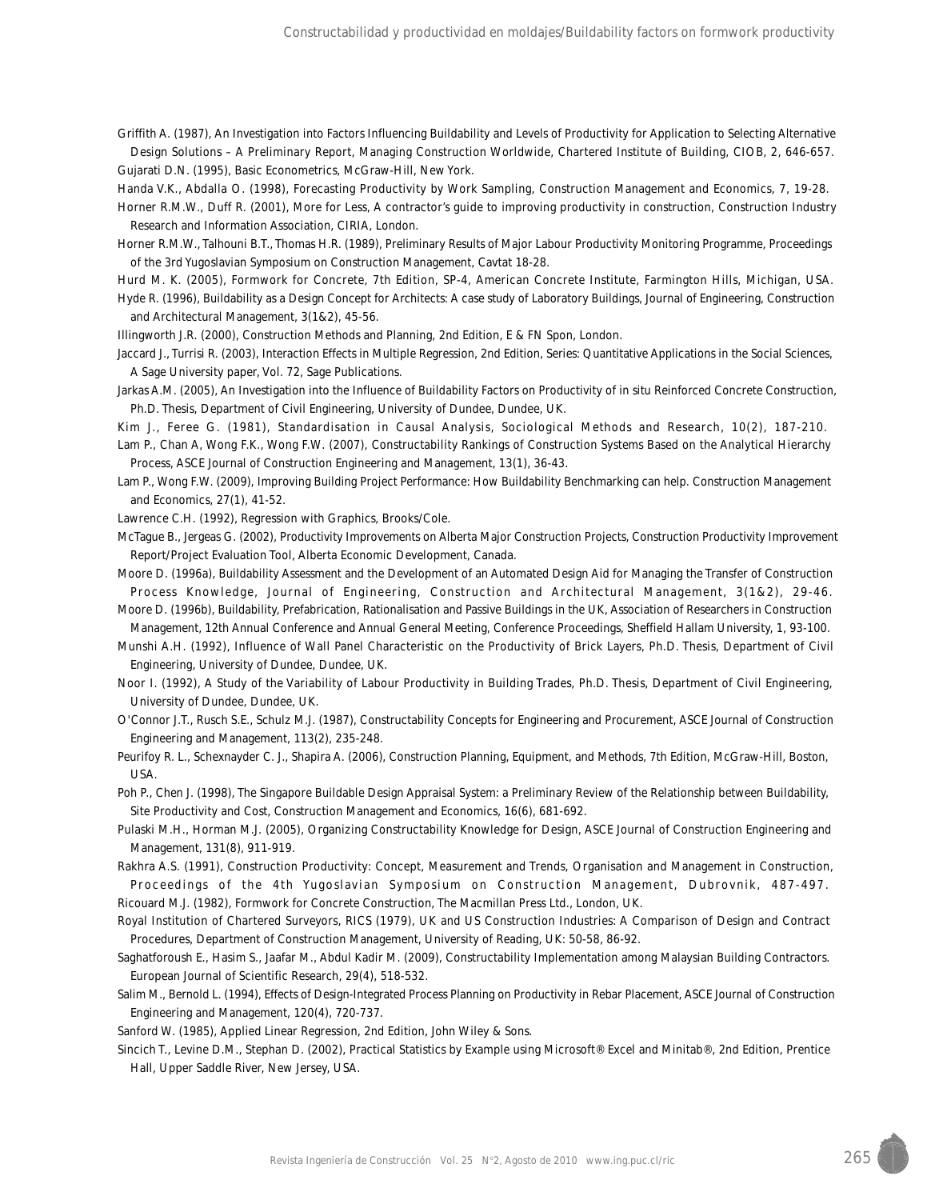Griffith A. (1987), An Investigation into Factors Influencing Buildability and Levels of Productivity for Application to Selecting Alternative Design Solutions – A Preliminary Report, Managing Construction Worldwide, Chartered Institute of Building, CIOB, 2, 646-657.

Gujarati D.N. (1995), Basic Econometrics, McGraw-Hill, New York.

Handa V.K., Abdalla O. (1998), Forecasting Productivity by Work Sampling, Construction Management and Economics, 7, 19-28.

Horner R.M.W., Duff R. (2001), More for Less, A contractor's guide to improving productivity in construction, Construction Industry Research and Information Association, CIRIA, London.

Horner R.M.W., Talhouni B.T., Thomas H.R. (1989), Preliminary Results of Major Labour Productivity Monitoring Programme, Proceedings of the 3rd Yugoslavian Symposium on Construction Management, Cavtat 18-28.

Hurd M. K. (2005), Formwork for Concrete, 7th Edition, SP-4, American Concrete Institute, Farmington Hills, Michigan, USA.

Hyde R. (1996), Buildability as a Design Concept for Architects: A case study of Laboratory Buildings, Journal of Engineering, Construction and Architectural Management, 3(1&2), 45-56.

Illingworth J.R. (2000), Construction Methods and Planning, 2nd Edition, E & FN Spon, London.

Jaccard J., Turrisi R. (2003), Interaction Effects in Multiple Regression, 2nd Edition, Series: Quantitative Applications in the Social Sciences, A Sage University paper, Vol. 72, Sage Publications.

Jarkas A.M. (2005), An Investigation into the Influence of Buildability Factors on Productivity of in situ Reinforced Concrete Construction, Ph.D. Thesis, Department of Civil Engineering, University of Dundee, Dundee, UK.

Kim J., Feree G. (1981), Standardisation in Causal Analysis, Sociological Methods and Research, 10(2), 187-210.

Lam P., Chan A, Wong F.K., Wong F.W. (2007), Constructability Rankings of Construction Systems Based on the Analytical Hierarchy Process, ASCE Journal of Construction Engineering and Management, 13(1), 36-43.

Lam P., Wong F.W. (2009), Improving Building Project Performance: How Buildability Benchmarking can help. Construction Management and Economics, 27(1), 41-52.

Lawrence C.H. (1992), Regression with Graphics, Brooks/Cole.

McTague B., Jergeas G. (2002), Productivity Improvements on Alberta Major Construction Projects, Construction Productivity Improvement Report/Project Evaluation Tool, Alberta Economic Development, Canada.

Moore D. (1996a), Buildability Assessment and the Development of an Automated Design Aid for Managing the Transfer of Construction Process Knowledge, Journal of Engineering, Construction and Architectural Management, 3(1&2), 29-46.

Moore D. (1996b), Buildability, Prefabrication, Rationalisation and Passive Buildings in the UK, Association of Researchers in Construction Management, 12th Annual Conference and Annual General Meeting, Conference Proceedings, Sheffield Hallam University, 1, 93-100.

Munshi A.H. (1992), Influence of Wall Panel Characteristic on the Productivity of Brick Layers, Ph.D. Thesis, Department of Civil Engineering, University of Dundee, Dundee, UK.

Noor I. (1992), A Study of the Variability of Labour Productivity in Building Trades, Ph.D. Thesis, Department of Civil Engineering, University of Dundee, Dundee, UK.

O'Connor J.T., Rusch S.E., Schulz M.J. (1987), Constructability Concepts for Engineering and Procurement, ASCE Journal of Construction Engineering and Management, 113(2), 235-248.

Peurifoy R. L., Schexnayder C. J., Shapira A. (2006), Construction Planning, Equipment, and Methods, 7th Edition, McGraw-Hill, Boston, USA.

Poh P., Chen J. (1998), The Singapore Buildable Design Appraisal System: a Preliminary Review of the Relationship between Buildability, Site Productivity and Cost, Construction Management and Economics, 16(6), 681-692.

Pulaski M.H., Horman M.J. (2005), Organizing Constructability Knowledge for Design, ASCE Journal of Construction Engineering and Management, 131(8), 911-919.

Rakhra A.S. (1991), Construction Productivity: Concept, Measurement and Trends, Organisation and Management in Construction, Proceedings of the 4th Yugoslavian Symposium on Construction Management, Dubrovnik, 487-497.

Ricouard M.J. (1982), Formwork for Concrete Construction, The Macmillan Press Ltd., London, UK.

Royal Institution of Chartered Surveyors, RICS (1979), UK and US Construction Industries: A Comparison of Design and Contract Procedures, Department of Construction Management, University of Reading, UK: 50-58, 86-92.

Saghatforoush E., Hasim S., Jaafar M., Abdul Kadir M. (2009), Constructability Implementation among Malaysian Building Contractors. European Journal of Scientific Research, 29(4), 518-532.

Salim M., Bernold L. (1994), Effects of Design-Integrated Process Planning on Productivity in Rebar Placement, ASCE Journal of Construction Engineering and Management, 120(4), 720-737.

Sanford W. (1985), Applied Linear Regression, 2nd Edition, John Wiley & Sons.

Sincich T., Levine D.M., Stephan D. (2002), Practical Statistics by Example using Microsoft® Excel and Minitab®, 2nd Edition, Prentice Hall, Upper Saddle River, New Jersey, USA.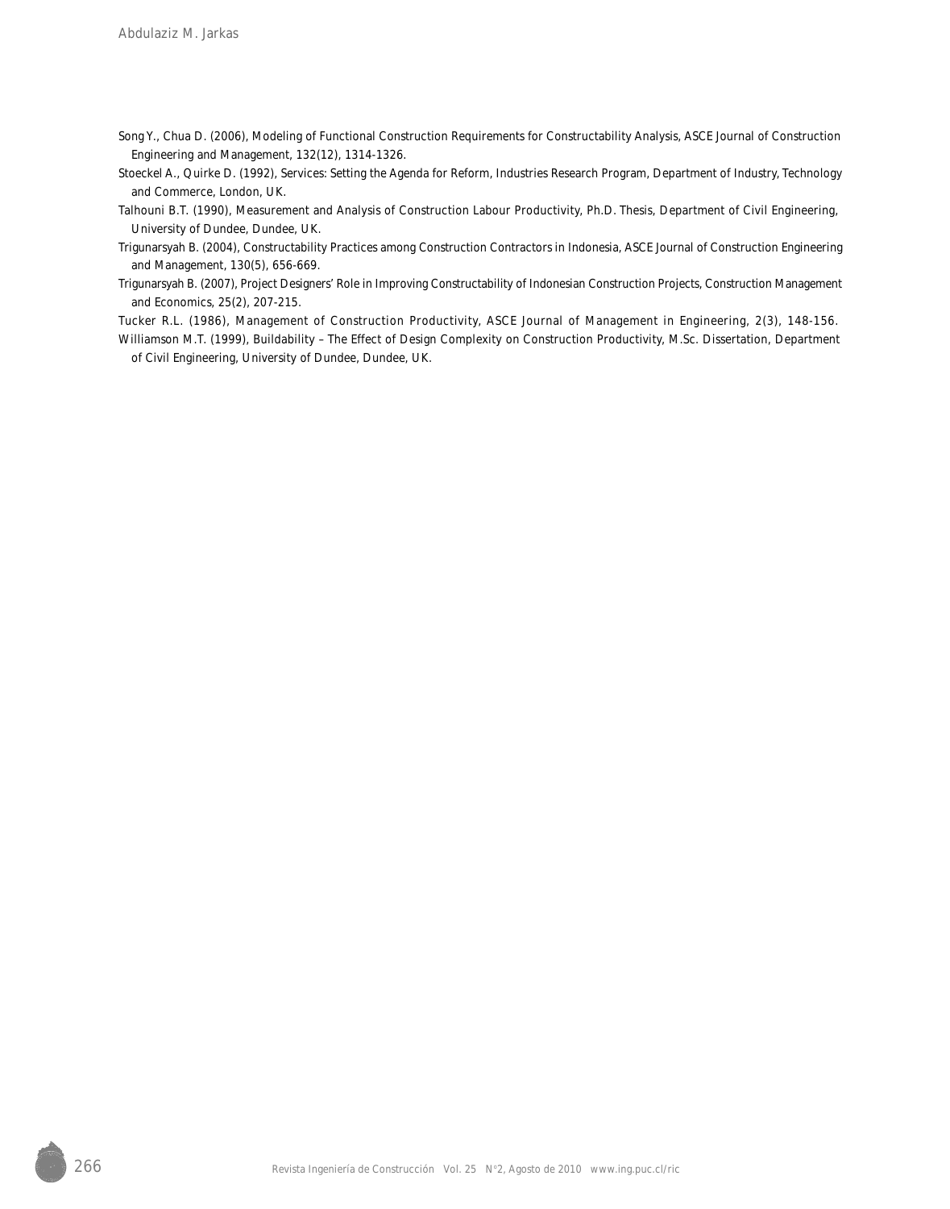Song Y., Chua D. (2006), Modeling of Functional Construction Requirements for Constructability Analysis, ASCE Journal of Construction Engineering and Management, 132(12), 1314-1326.

Stoeckel A., Quirke D. (1992), Services: Setting the Agenda for Reform, Industries Research Program, Department of Industry, Technology and Commerce, London, UK.

Talhouni B.T. (1990), Measurement and Analysis of Construction Labour Productivity, Ph.D. Thesis, Department of Civil Engineering, University of Dundee, Dundee, UK.

Trigunarsyah B. (2004), Constructability Practices among Construction Contractors in Indonesia, ASCE Journal of Construction Engineering and Management, 130(5), 656-669.

Trigunarsyah B. (2007), Project Designers' Role in Improving Constructability of Indonesian Construction Projects, Construction Management and Economics, 25(2), 207-215.

Tucker R.L. (1986), Management of Construction Productivity, ASCE Journal of Management in Engineering, 2(3), 148-156.

Williamson M.T. (1999), Buildability – The Effect of Design Complexity on Construction Productivity, M.Sc. Dissertation, Department of Civil Engineering, University of Dundee, Dundee, UK.